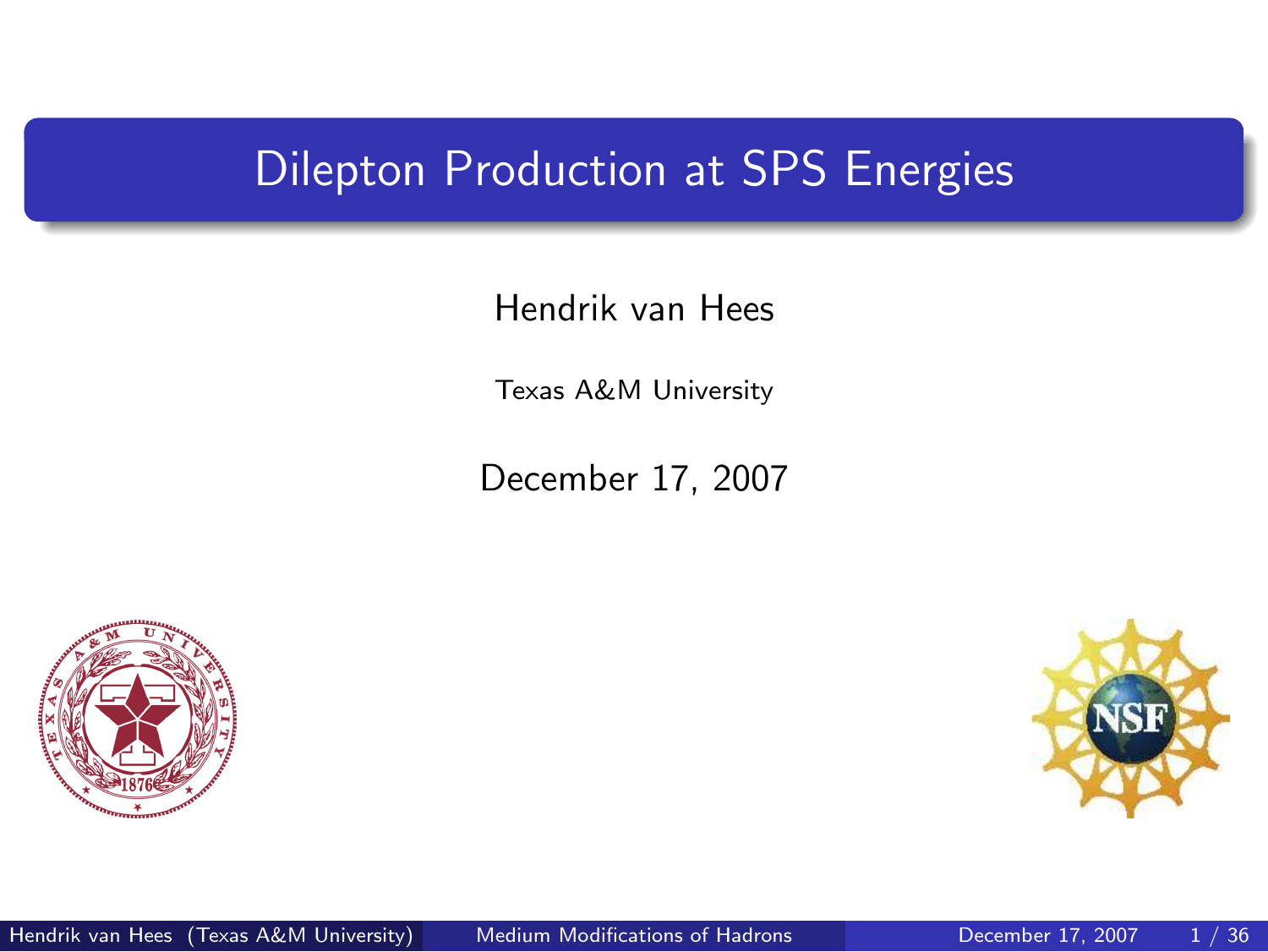# Dilepton Production at SPS Energies

Hendrik van Hees

Texas A&M University

December 17, 2007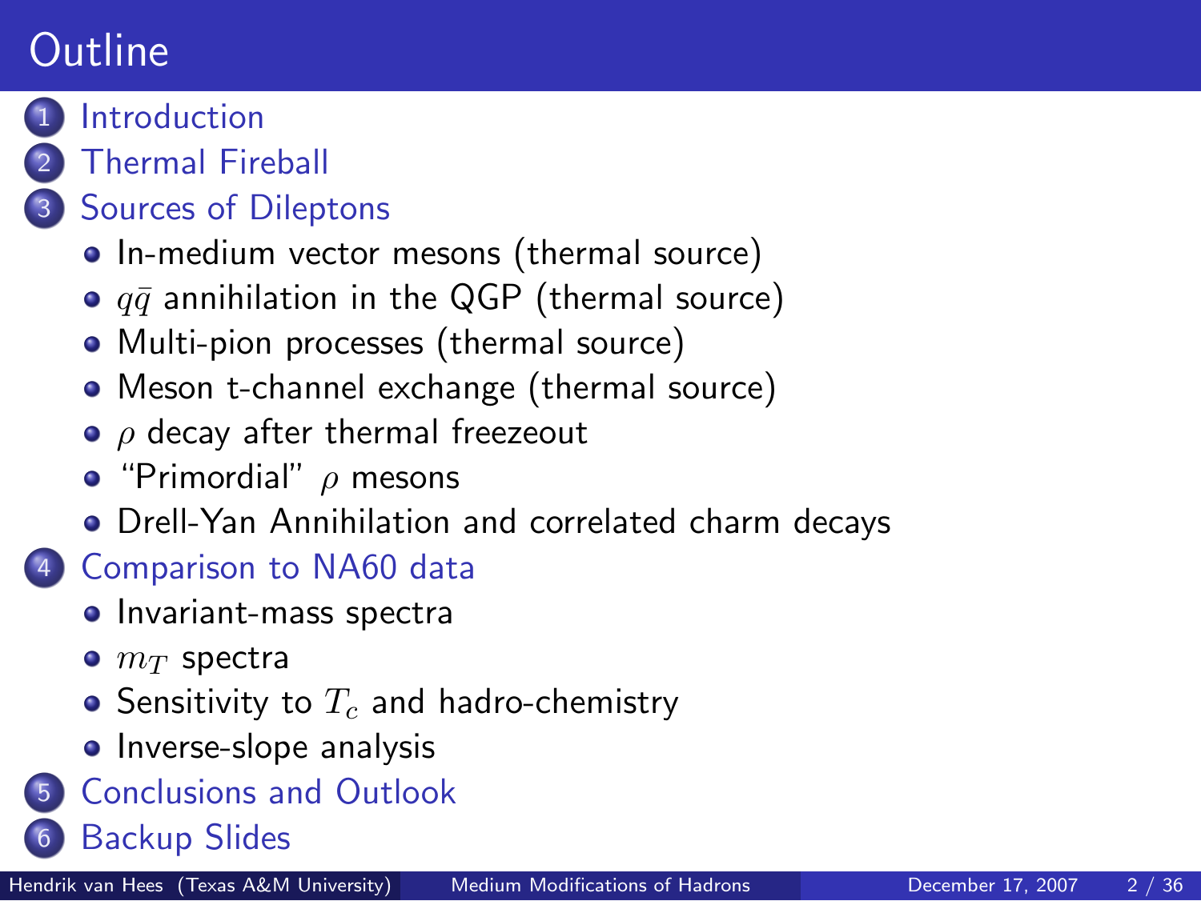# Outline

1. Introduction
2. Thermal Fireball
3. Sources of Dileptons
   - In-medium vector mesons (thermal source)
   - $q\bar{q}$ annihilation in the QGP (thermal source)
   - Multi-pion processes (thermal source)
   - Meson t-channel exchange (thermal source)
   - $\rho$ decay after thermal freezeout
   - "Primordial" $\rho$ mesons
   - Drell-Yan Annihilation and correlated charm decays
4. Comparison to NA60 data
   - Invariant-mass spectra
   - $m_T$ spectra
   - Sensitivity to $T_c$ and hadro-chemistry
   - Inverse-slope analysis
5. Conclusions and Outlook
6. Backup Slides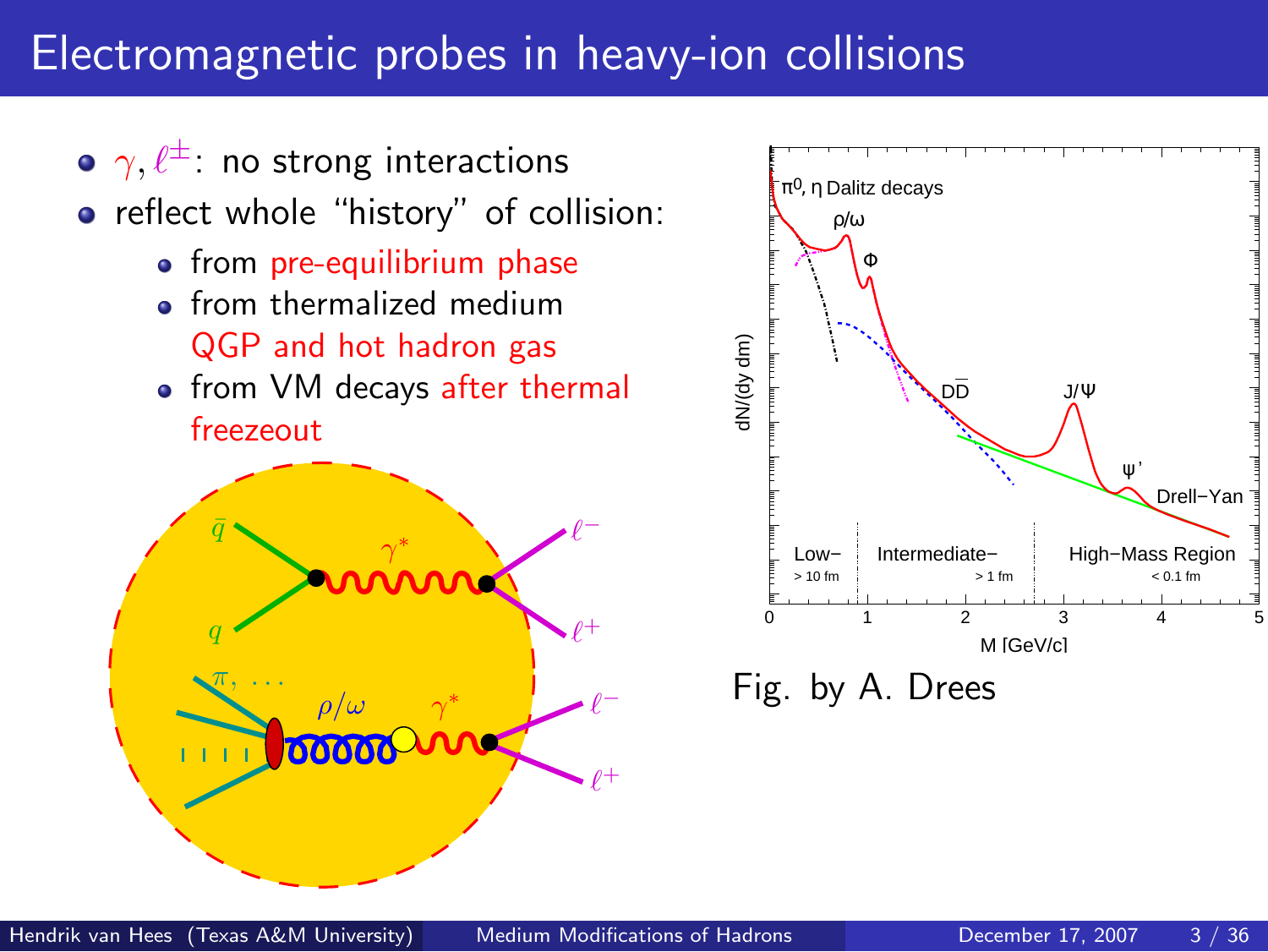# Electromagnetic probes in heavy-ion collisions

- $\gamma, \ell^{\pm}$: no strong interactions
- reflect whole "history" of collision:
  - from pre-equilibrium phase
  - from thermalized medium QGP and hot hadron gas
  - from VM decays after thermal freezeout

Fig. by A. Drees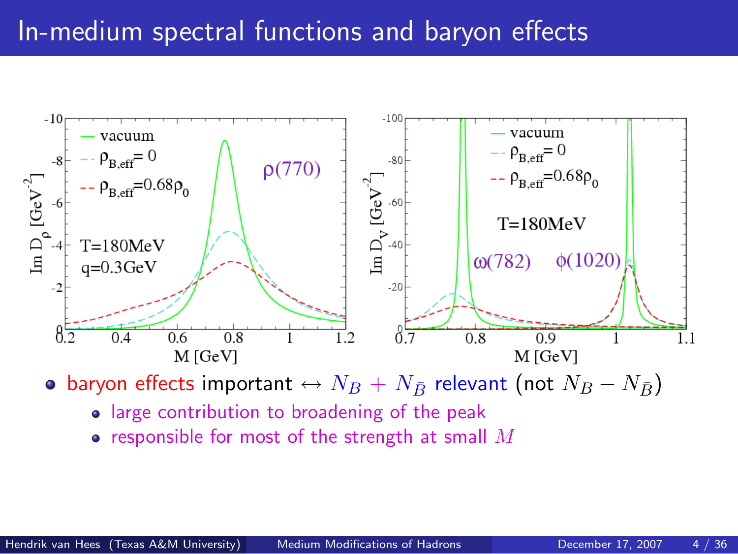# In-medium spectral functions and baryon effects

- baryon effects important $\leftrightarrow$ $N_B + N_{\bar{B}}$ relevant (not $N_B - N_{\bar{B}}$)
  - large contribution to broadening of the peak
  - responsible for most of the strength at small $M$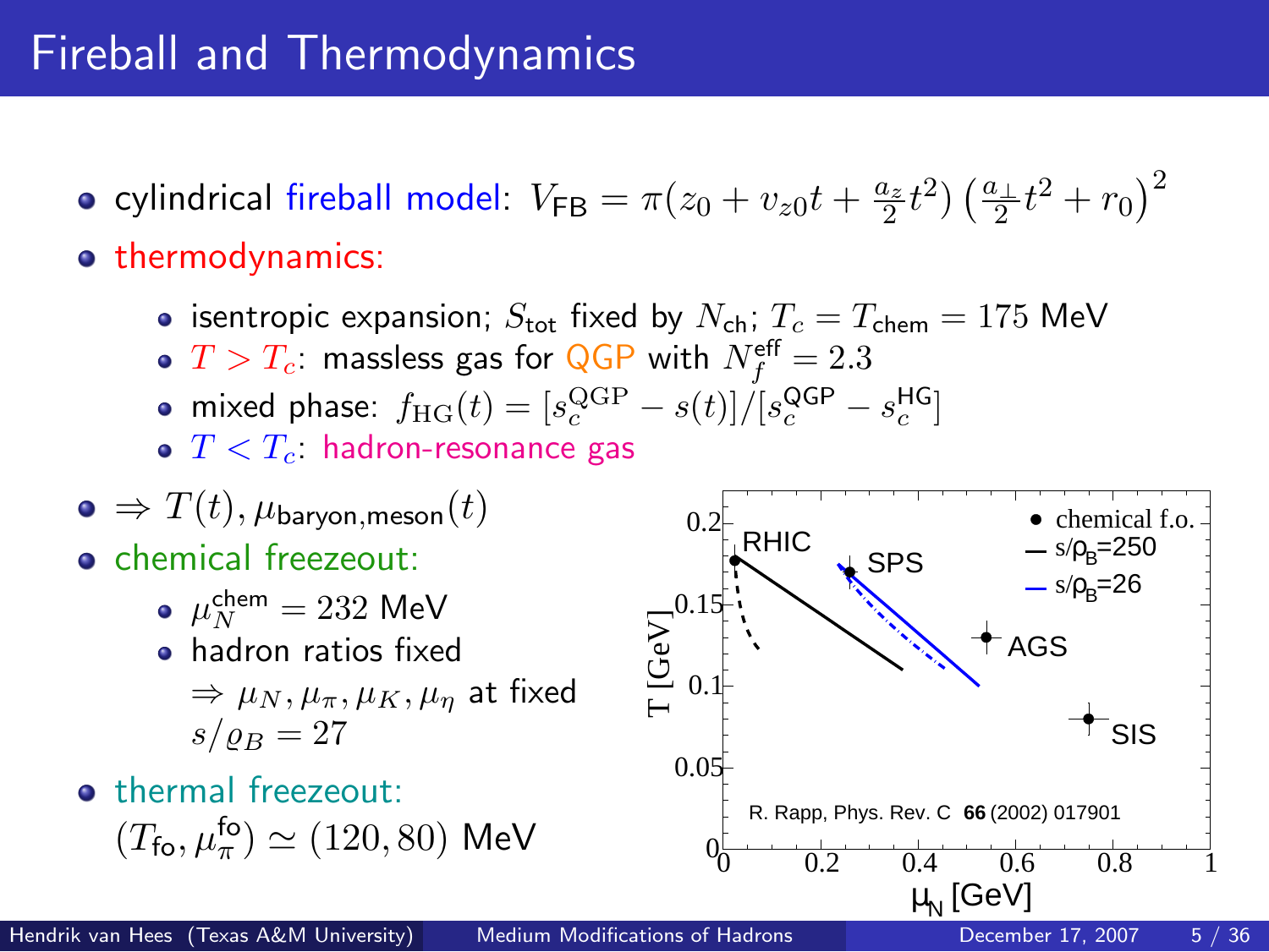# Fireball and Thermodynamics

- cylindrical fireball model: $V_{\mathsf{FB}} = \pi(z_0 + v_{z0}t + \frac{a_z}{2}t^2)\left(\frac{a_\perp}{2}t^2 + r_0\right)^2$
- thermodynamics:
  - isentropic expansion; $S_{\mathsf{tot}}$ fixed by $N_{\mathsf{ch}}$; $T_c = T_{\mathsf{chem}} = 175$ MeV
  - $T > T_c$: massless gas for QGP with $N_f^{\mathsf{eff}} = 2.3$
  - mixed phase: $f_{\mathrm{HG}}(t) = [s_c^{\mathrm{QGP}} - s(t)]/[s_c^{\mathrm{QGP}} - s_c^{\mathsf{HG}}]$
  - $T < T_c$: hadron-resonance gas
- $\Rightarrow T(t), \mu_{\mathsf{baryon,meson}}(t)$
- chemical freezeout:
  - $\mu_N^{\mathsf{chem}} = 232$ MeV
  - hadron ratios fixed $\Rightarrow \mu_N, \mu_\pi, \mu_K, \mu_\eta$ at fixed $s/\varrho_B = 27$
- thermal freezeout: $(T_{\mathsf{fo}}, \mu_\pi^{\mathsf{fo}}) \simeq (120, 80)$ MeV

R. Rapp, Phys. Rev. C **66** (2002) 017901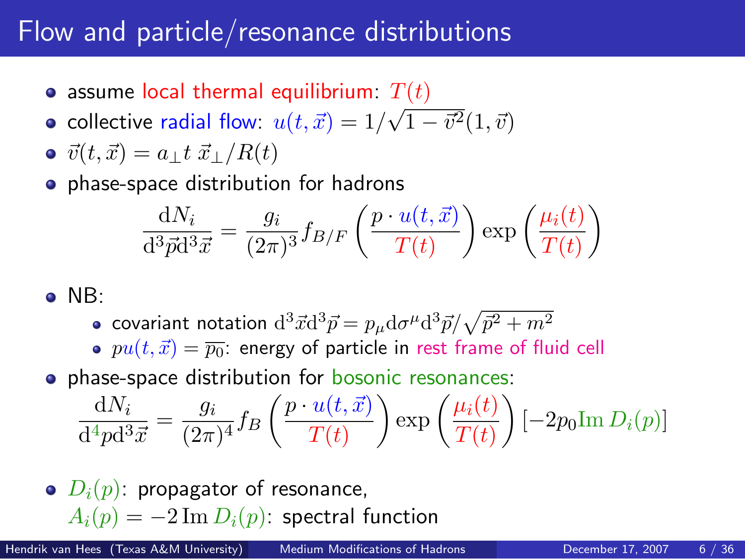# Flow and particle/resonance distributions

- assume local thermal equilibrium: $T(t)$
- collective radial flow: $u(t,\vec{x}) = 1/\sqrt{1-\vec{v}^2}(1,\vec{v})$
- $\vec{v}(t,\vec{x}) = a_{\perp} t \, \vec{x}_{\perp}/R(t)$
- phase-space distribution for hadrons

$$\frac{\mathrm{d}N_i}{\mathrm{d}^3\vec{p}\mathrm{d}^3\vec{x}} = \frac{g_i}{(2\pi)^3} f_{B/F}\left(\frac{p \cdot u(t,\vec{x})}{T(t)}\right) \exp\left(\frac{\mu_i(t)}{T(t)}\right)$$

- NB:
  - covariant notation $\mathrm{d}^3\vec{x}\mathrm{d}^3\vec{p} = p_\mu \mathrm{d}\sigma^\mu \mathrm{d}^3\vec{p}/\sqrt{\vec{p}^2+m^2}$
  - $pu(t,\vec{x}) = \overline{p_0}$: energy of particle in rest frame of fluid cell
- phase-space distribution for bosonic resonances:

$$\frac{\mathrm{d}N_i}{\mathrm{d}^4p\mathrm{d}^3\vec{x}} = \frac{g_i}{(2\pi)^4} f_B\left(\frac{p \cdot u(t,\vec{x})}{T(t)}\right) \exp\left(\frac{\mu_i(t)}{T(t)}\right)[-2p_0 \mathrm{Im}\, D_i(p)]$$

- $D_i(p)$: propagator of resonance,
  $A_i(p) = -2\,\mathrm{Im}\, D_i(p)$: spectral function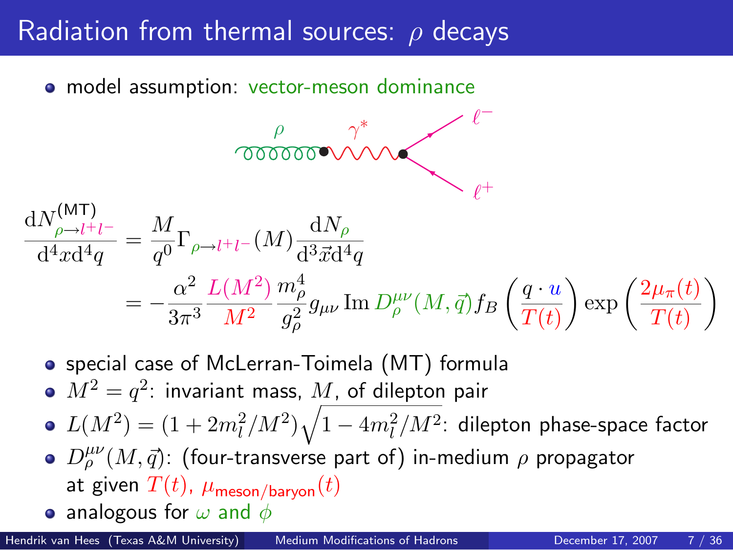# Radiation from thermal sources: $\rho$ decays

- model assumption: vector-meson dominance

$$\frac{\mathrm{d}N^{(\mathrm{MT})}_{\rho \to l^+ l^-}}{\mathrm{d}^4 x \mathrm{d}^4 q} = \frac{M}{q^0} \Gamma_{\rho \to l^+ l^-}(M) \frac{\mathrm{d}N_\rho}{\mathrm{d}^3 \vec{x} \mathrm{d}^4 q}$$

$$= -\frac{\alpha^2}{3\pi^3} \frac{L(M^2)}{M^2} \frac{m_\rho^4}{g_\rho^2} g_{\mu\nu} \operatorname{Im} D_\rho^{\mu\nu}(M, \vec{q}) f_B\left(\frac{q \cdot u}{T(t)}\right) \exp\left(\frac{2\mu_\pi(t)}{T(t)}\right)$$

- special case of McLerran-Toimela (MT) formula
- $M^2 = q^2$: invariant mass, $M$, of dilepton pair
- $L(M^2) = (1 + 2m_l^2/M^2)\sqrt{1 - 4m_l^2/M^2}$: dilepton phase-space factor
- $D_\rho^{\mu\nu}(M, \vec{q})$: (four-transverse part of) in-medium $\rho$ propagator at given $T(t)$, $\mu_{\text{meson/baryon}}(t)$
- analogous for $\omega$ and $\phi$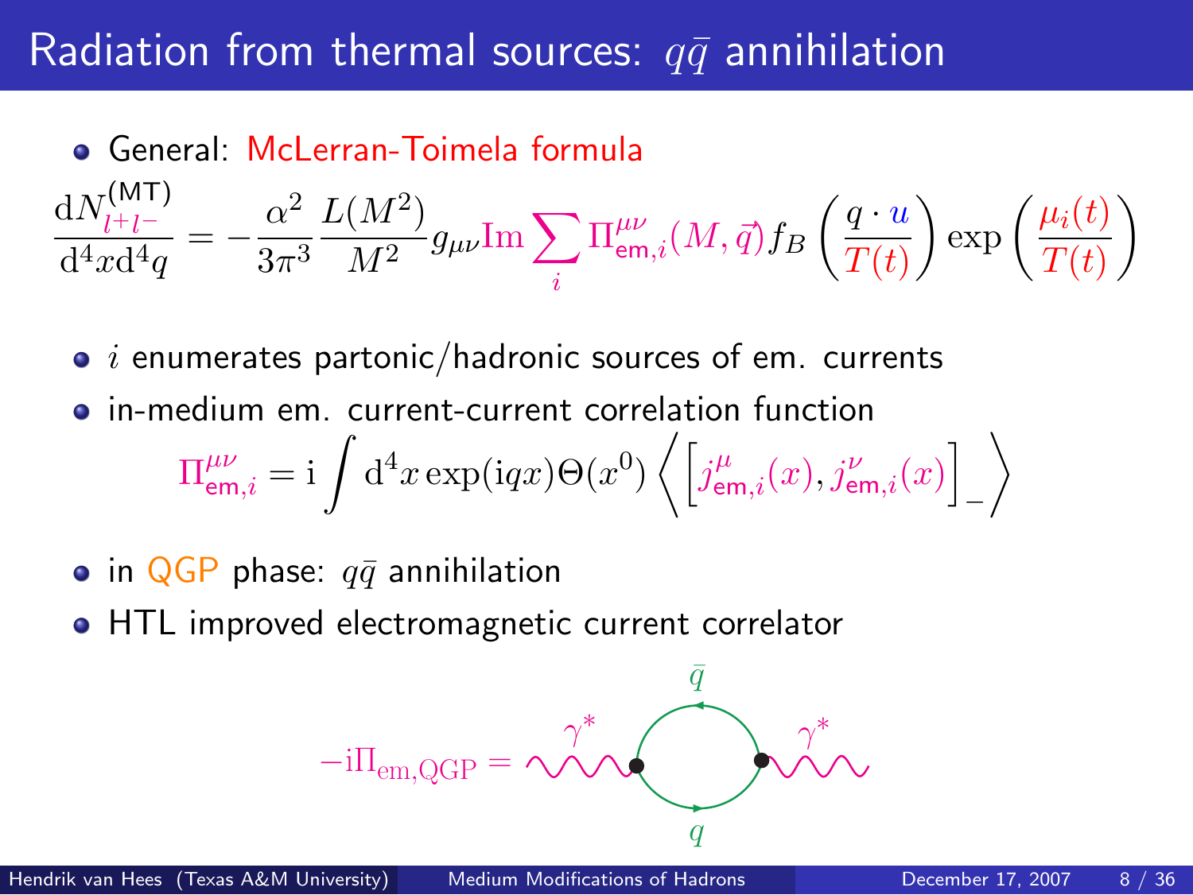# Radiation from thermal sources: $q\bar{q}$ annihilation

- General: McLerran-Toimela formula

$$\frac{\mathrm{d}N^{(\mathrm{MT})}_{l^+l^-}}{\mathrm{d}^4x\mathrm{d}^4q} = -\frac{\alpha^2}{3\pi^3}\frac{L(M^2)}{M^2} g_{\mu\nu}\mathrm{Im}\sum_i \Pi^{\mu\nu}_{\mathrm{em},i}(M,\vec{q}) f_B\left(\frac{q\cdot u}{T(t)}\right)\exp\left(\frac{\mu_i(t)}{T(t)}\right)$$

- $i$ enumerates partonic/hadronic sources of em. currents
- in-medium em. current-current correlation function

$$\Pi^{\mu\nu}_{\mathrm{em},i} = \mathrm{i}\int \mathrm{d}^4x \exp(\mathrm{i}qx)\Theta(x^0)\left\langle \left[j^\mu_{\mathrm{em},i}(x), j^\nu_{\mathrm{em},i}(x)\right]_-\right\rangle$$

- in QGP phase: $q\bar{q}$ annihilation
- HTL improved electromagnetic current correlator

$$-\mathrm{i}\Pi_{\mathrm{em,QGP}} =$$ (diagram: $\gamma^*$ — loop with $q$ and $\bar{q}$ — $\gamma^*$)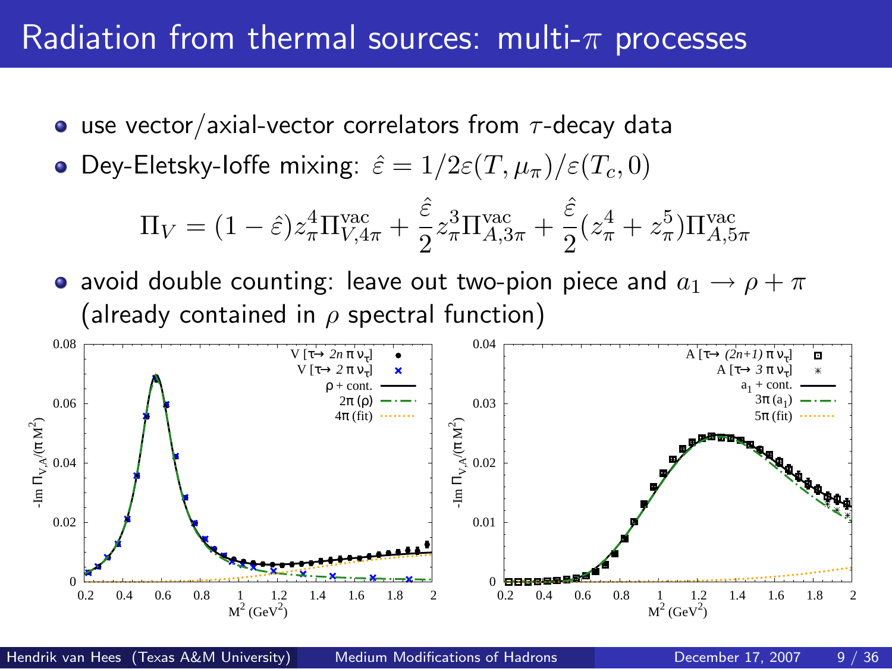# Radiation from thermal sources: multi-$\pi$ processes

- use vector/axial-vector correlators from $\tau$-decay data
- Dey-Eletsky-Ioffe mixing: $\hat{\varepsilon} = 1/2\varepsilon(T, \mu_\pi)/\varepsilon(T_c, 0)$

$$\Pi_V = (1 - \hat{\varepsilon}) z_\pi^4 \Pi_{V,4\pi}^{\text{vac}} + \frac{\hat{\varepsilon}}{2} z_\pi^3 \Pi_{A,3\pi}^{\text{vac}} + \frac{\hat{\varepsilon}}{2}(z_\pi^4 + z_\pi^5) \Pi_{A,5\pi}^{\text{vac}}$$

- avoid double counting: leave out two-pion piece and $a_1 \to \rho + \pi$ (already contained in $\rho$ spectral function)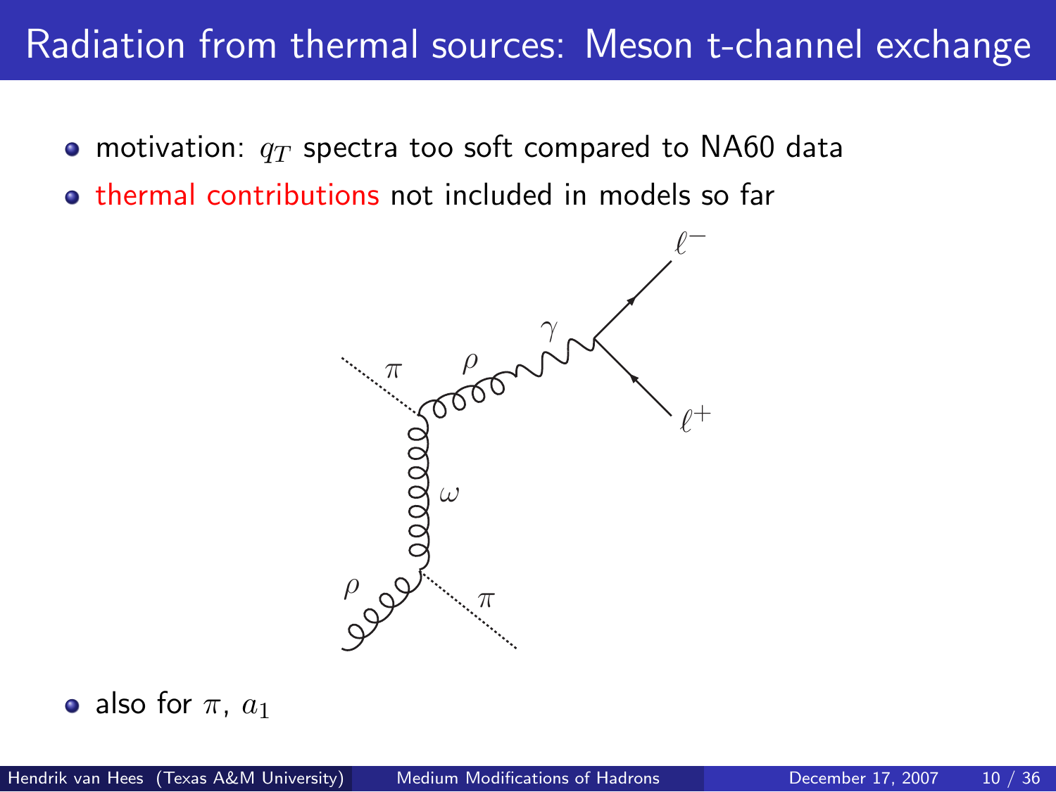# Radiation from thermal sources: Meson t-channel exchange

- motivation: $q_T$ spectra too soft compared to NA60 data
- thermal contributions not included in models so far

- also for $\pi$, $a_1$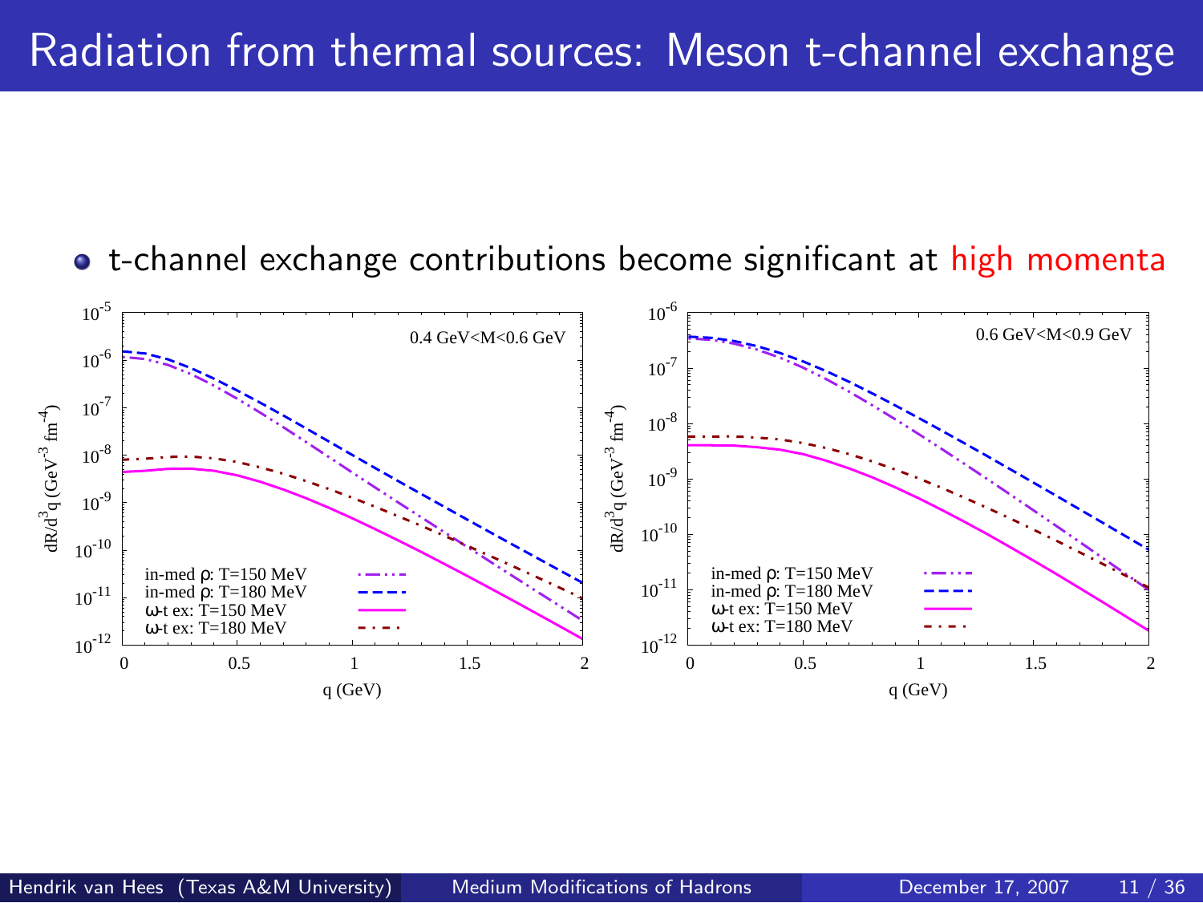# Radiation from thermal sources: Meson t-channel exchange

- t-channel exchange contributions become significant at high momenta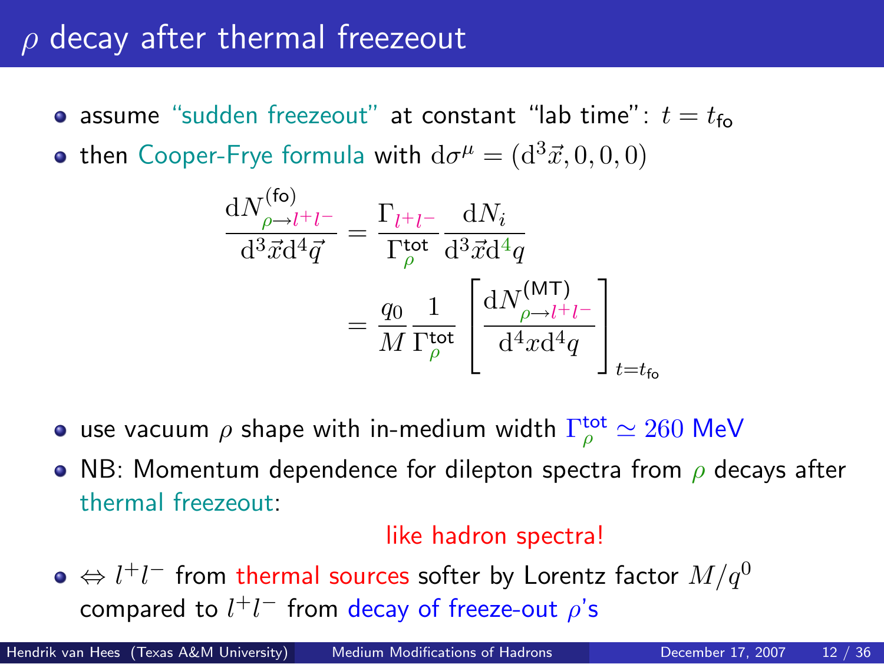# $\rho$ decay after thermal freezeout

- assume "sudden freezeout" at constant "lab time": $t = t_{\text{fo}}$
- then Cooper-Frye formula with $\mathrm{d}\sigma^{\mu} = (\mathrm{d}^3\vec{x}, 0, 0, 0)$

$$
\begin{aligned}
\frac{\mathrm{d}N^{(\text{fo})}_{\rho \to l^+ l^-}}{\mathrm{d}^3\vec{x}\,\mathrm{d}^4\vec{q}} &= \frac{\Gamma_{l^+l^-}}{\Gamma^{\text{tot}}_{\rho}} \frac{\mathrm{d}N_i}{\mathrm{d}^3\vec{x}\,\mathrm{d}^4 q} \\
&= \frac{q_0}{M} \frac{1}{\Gamma^{\text{tot}}_{\rho}} \left[ \frac{\mathrm{d}N^{(\text{MT})}_{\rho \to l^+ l^-}}{\mathrm{d}^4 x\,\mathrm{d}^4 q} \right]_{t = t_{\text{fo}}}
\end{aligned}
$$

- use vacuum $\rho$ shape with in-medium width $\Gamma^{\text{tot}}_{\rho} \simeq 260$ MeV
- NB: Momentum dependence for dilepton spectra from $\rho$ decays after thermal freezeout:

  like hadron spectra!

- $\Leftrightarrow$ $l^+l^-$ from thermal sources softer by Lorentz factor $M/q^0$ compared to $l^+l^-$ from decay of freeze-out $\rho$'s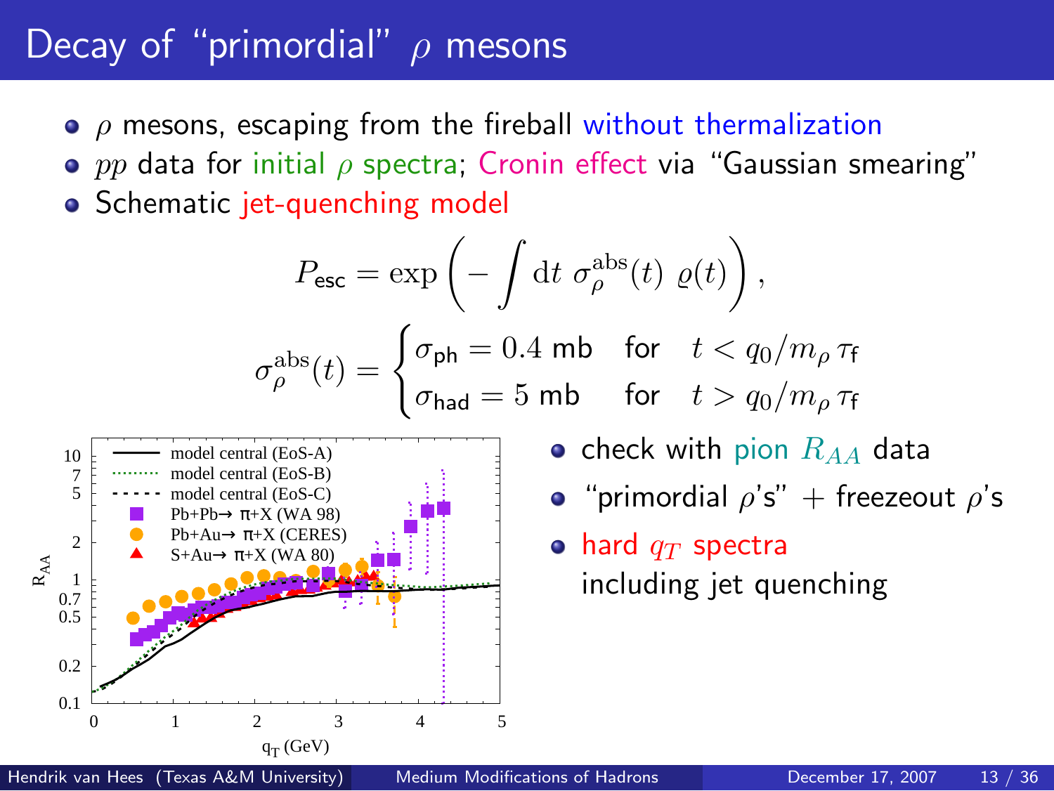# Decay of "primordial" $\rho$ mesons

- $\rho$ mesons, escaping from the fireball without thermalization
- $pp$ data for initial $\rho$ spectra; Cronin effect via "Gaussian smearing"
- Schematic jet-quenching model

$$P_{\mathsf{esc}} = \exp\left(-\int \mathrm{d}t \; \sigma_\rho^{\mathrm{abs}}(t) \; \varrho(t)\right),$$

$$\sigma_\rho^{\mathrm{abs}}(t) = \begin{cases} \sigma_{\mathsf{ph}} = 0.4 \text{ mb} & \text{for} \quad t < q_0/m_\rho \, \tau_{\mathsf{f}} \\ \sigma_{\mathsf{had}} = 5 \text{ mb} & \text{for} \quad t > q_0/m_\rho \, \tau_{\mathsf{f}} \end{cases}$$

- check with pion $R_{AA}$ data
- "primordial $\rho$'s" + freezeout $\rho$'s
- hard $q_T$ spectra including jet quenching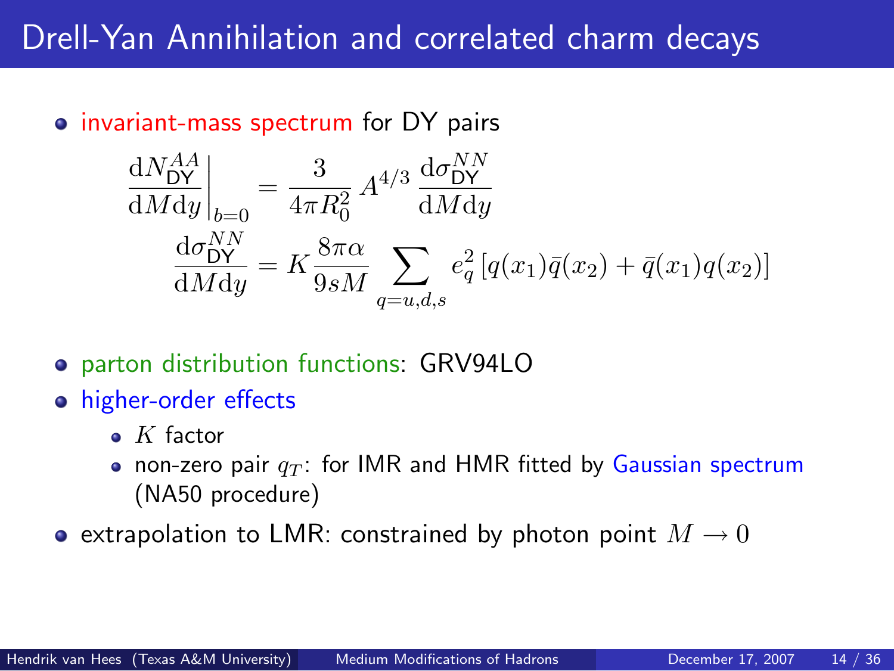# Drell-Yan Annihilation and correlated charm decays

- invariant-mass spectrum for DY pairs

$$\left.\frac{\mathrm{d}N_{\mathsf{DY}}^{AA}}{\mathrm{d}M\mathrm{d}y}\right|_{b=0} = \frac{3}{4\pi R_0^2} A^{4/3} \frac{\mathrm{d}\sigma_{\mathsf{DY}}^{NN}}{\mathrm{d}M\mathrm{d}y}$$

$$\frac{\mathrm{d}\sigma_{\mathsf{DY}}^{NN}}{\mathrm{d}M\mathrm{d}y} = K\frac{8\pi\alpha}{9sM} \sum_{q=u,d,s} e_q^2 \left[q(x_1)\bar{q}(x_2) + \bar{q}(x_1)q(x_2)\right]$$

- parton distribution functions: GRV94LO
- higher-order effects
  - $K$ factor
  - non-zero pair $q_T$: for IMR and HMR fitted by Gaussian spectrum (NA50 procedure)
- extrapolation to LMR: constrained by photon point $M \to 0$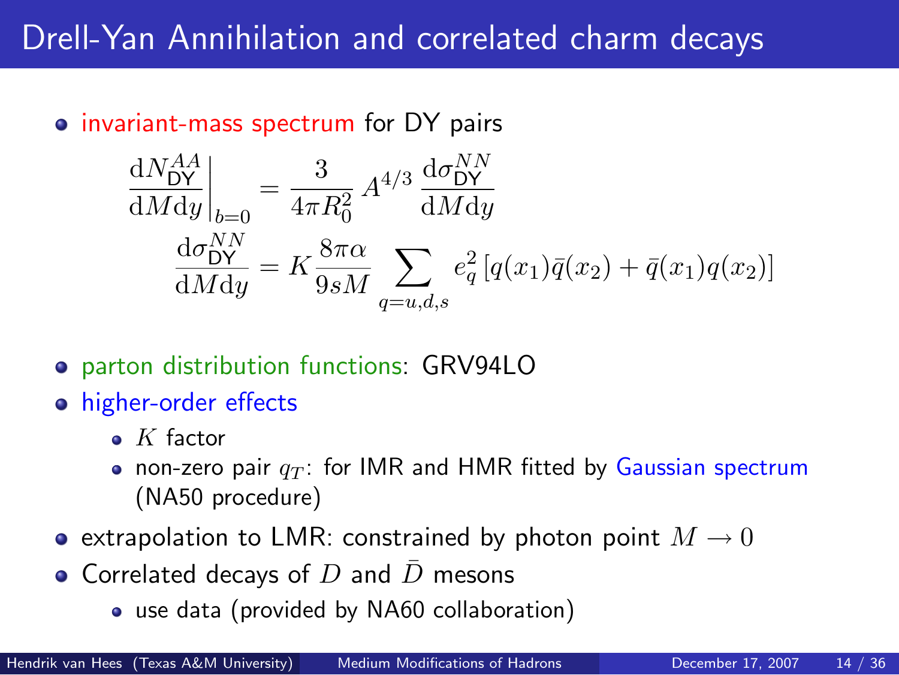# Drell-Yan Annihilation and correlated charm decays

- invariant-mass spectrum for DY pairs

$$\left.\frac{\mathrm{d}N_{\mathsf{DY}}^{AA}}{\mathrm{d}M\mathrm{d}y}\right|_{b=0} = \frac{3}{4\pi R_0^2} A^{4/3} \frac{\mathrm{d}\sigma_{\mathsf{DY}}^{NN}}{\mathrm{d}M\mathrm{d}y}$$

$$\frac{\mathrm{d}\sigma_{\mathsf{DY}}^{NN}}{\mathrm{d}M\mathrm{d}y} = K\frac{8\pi\alpha}{9sM} \sum_{q=u,d,s} e_q^2 \left[q(x_1)\bar{q}(x_2) + \bar{q}(x_1)q(x_2)\right]$$

- parton distribution functions: GRV94LO
- higher-order effects
  - $K$ factor
  - non-zero pair $q_T$: for IMR and HMR fitted by Gaussian spectrum (NA50 procedure)
- extrapolation to LMR: constrained by photon point $M \rightarrow 0$
- Correlated decays of $D$ and $\bar{D}$ mesons
  - use data (provided by NA60 collaboration)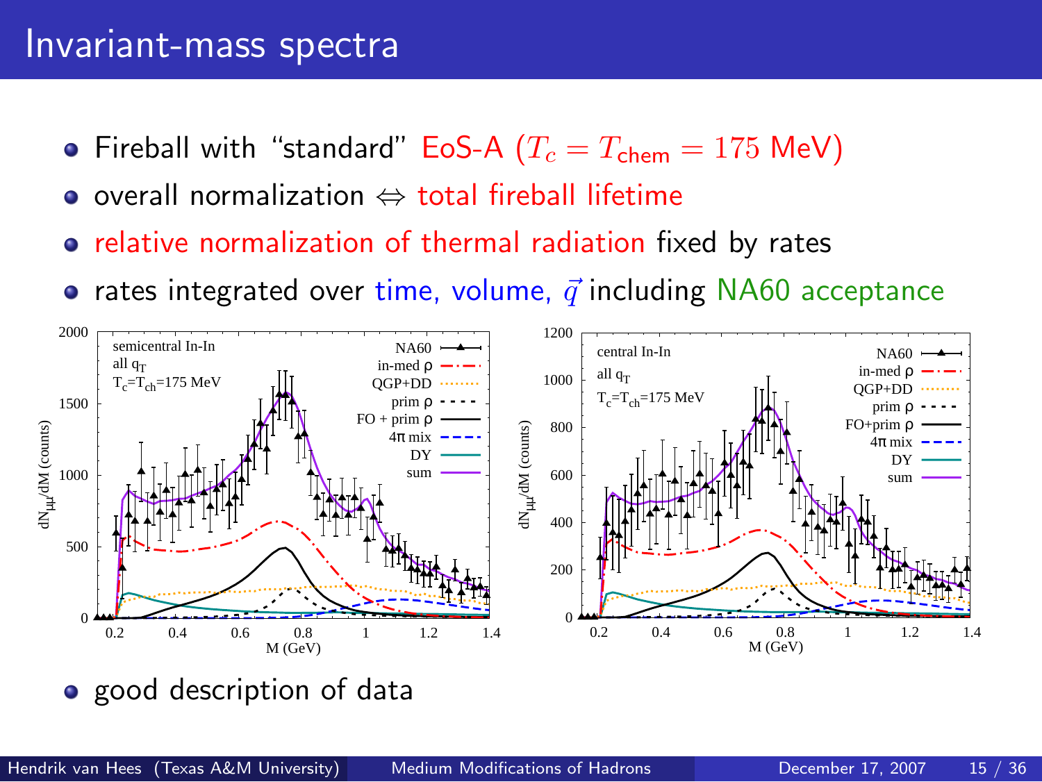# Invariant-mass spectra

- Fireball with "standard" EoS-A ($T_c = T_{\text{chem}} = 175$ MeV)
- overall normalization $\Leftrightarrow$ total fireball lifetime
- relative normalization of thermal radiation fixed by rates
- rates integrated over time, volume, $\vec{q}$ including NA60 acceptance

- good description of data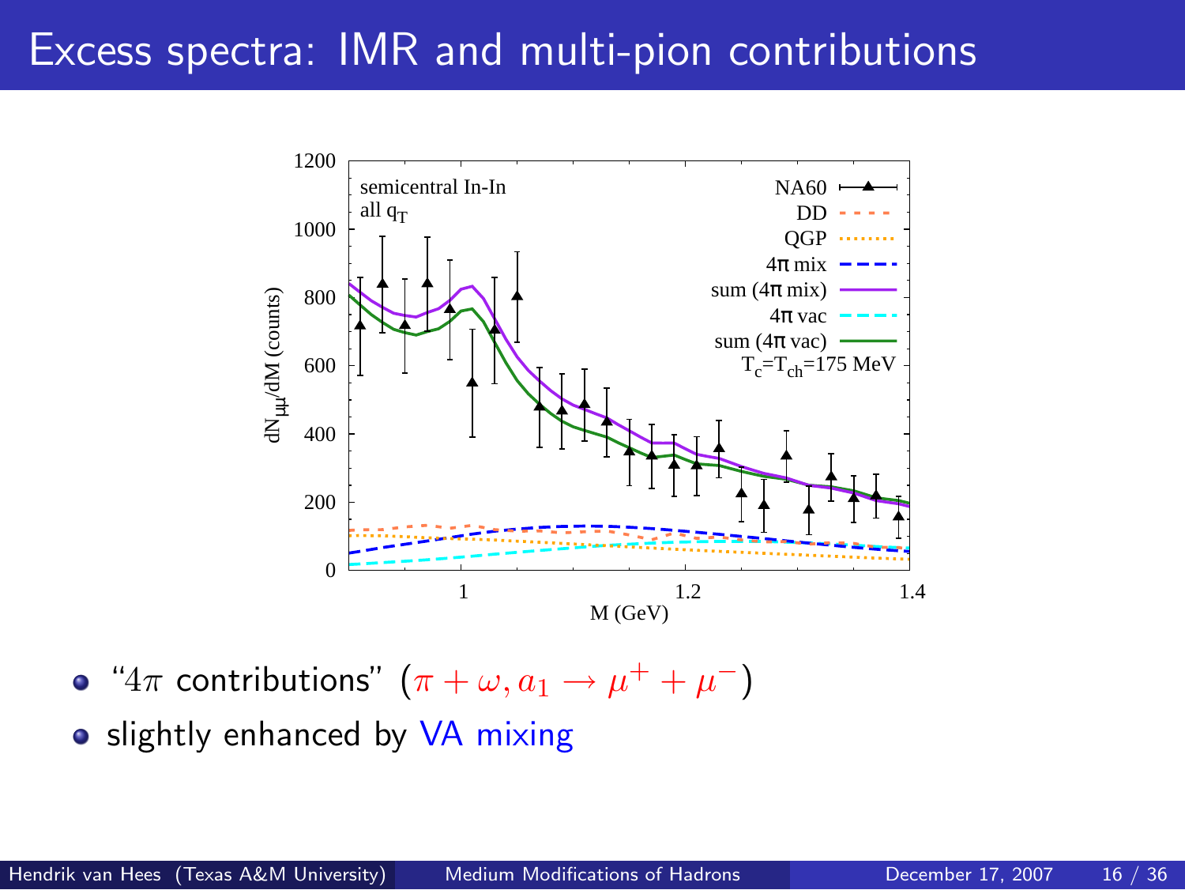# Excess spectra: IMR and multi-pion contributions

- "$4\pi$ contributions" $(\pi + \omega, a_1 \rightarrow \mu^+ + \mu^-)$
- slightly enhanced by VA mixing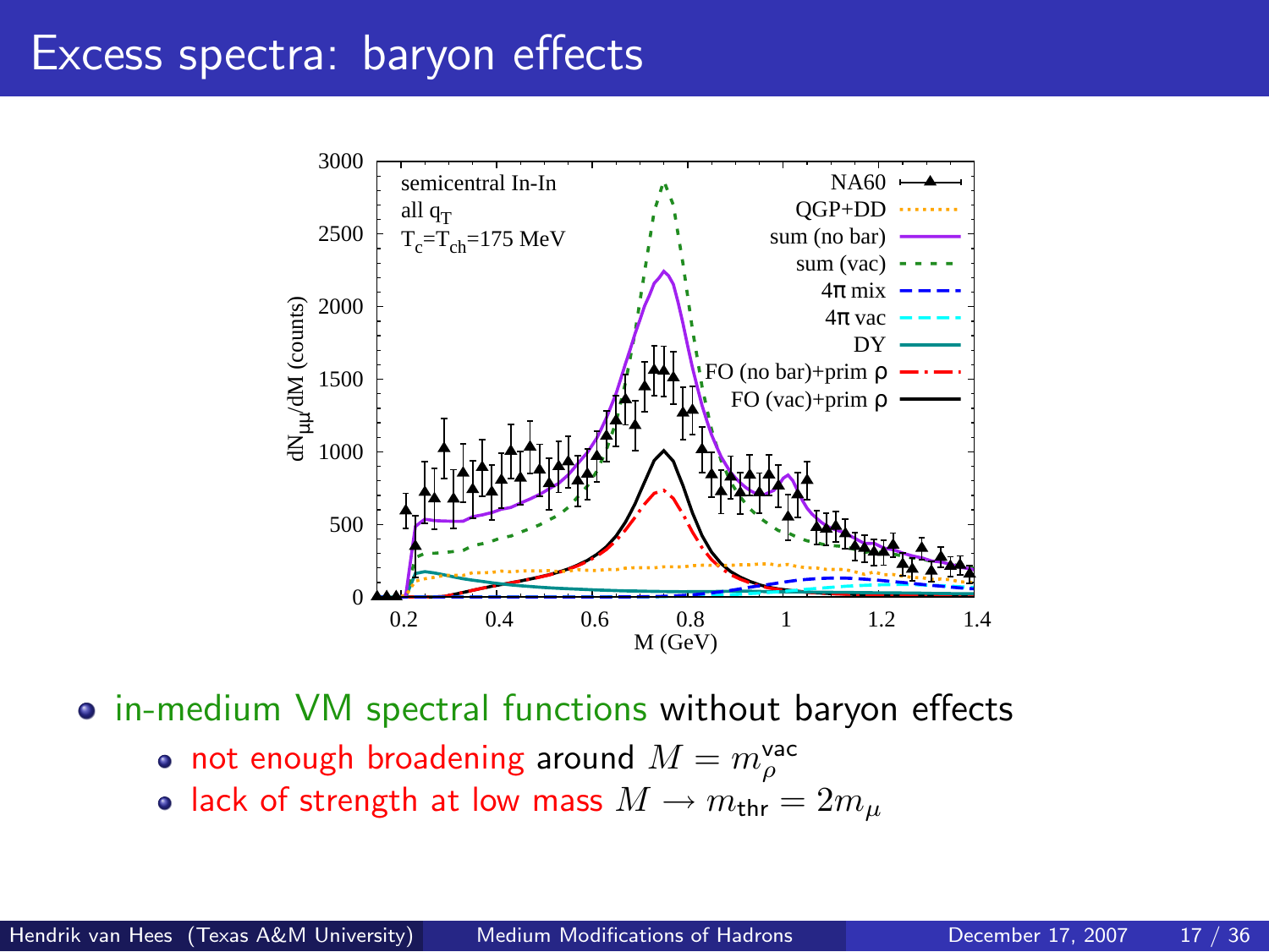# Excess spectra: baryon effects

- in-medium VM spectral functions without baryon effects
  - not enough broadening around $M = m_\rho^{\text{vac}}$
  - lack of strength at low mass $M \to m_{\text{thr}} = 2m_\mu$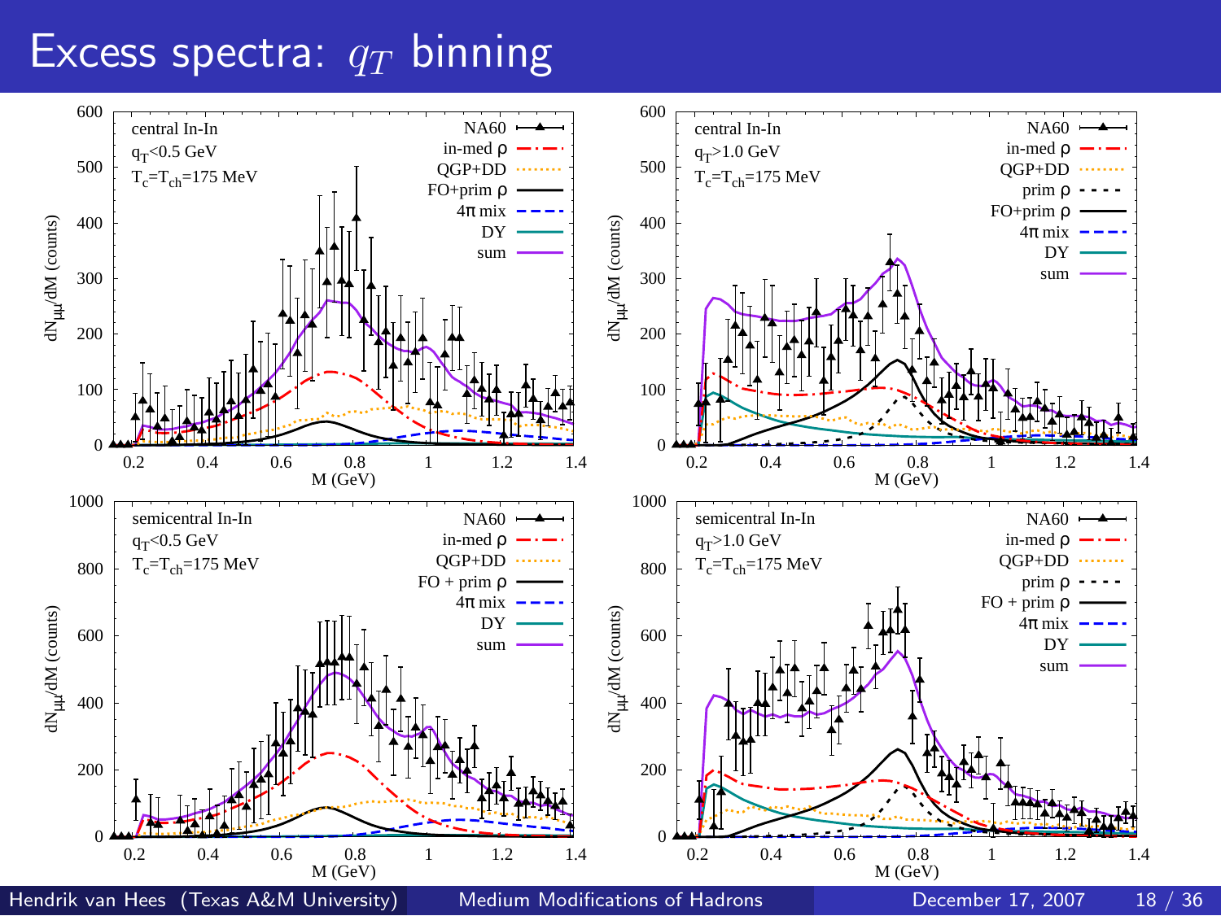# Excess spectra: $q_T$ binning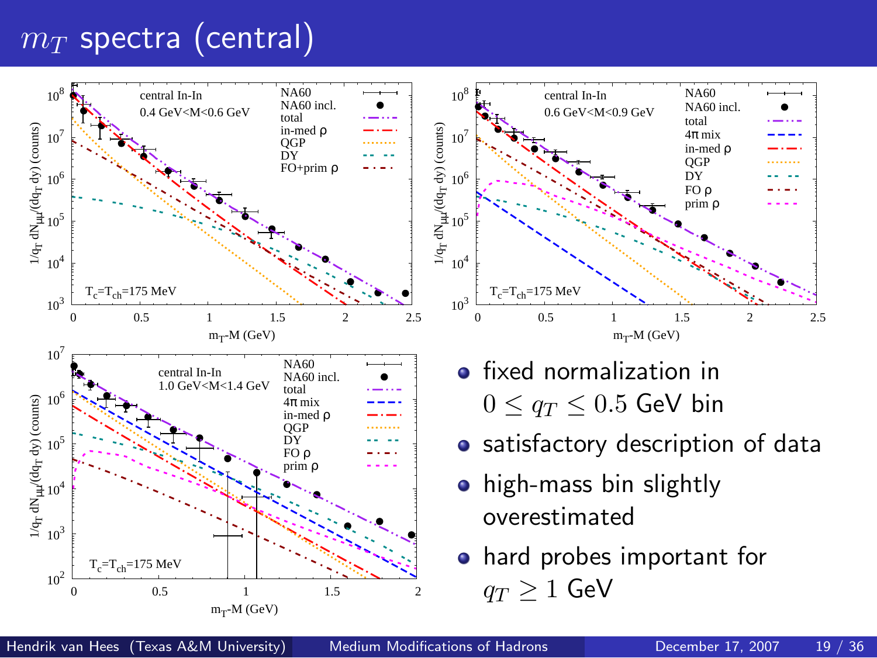# $m_T$ spectra (central)

- fixed normalization in $0 \leq q_T \leq 0.5$ GeV bin
- satisfactory description of data
- high-mass bin slightly overestimated
- hard probes important for $q_T \geq 1$ GeV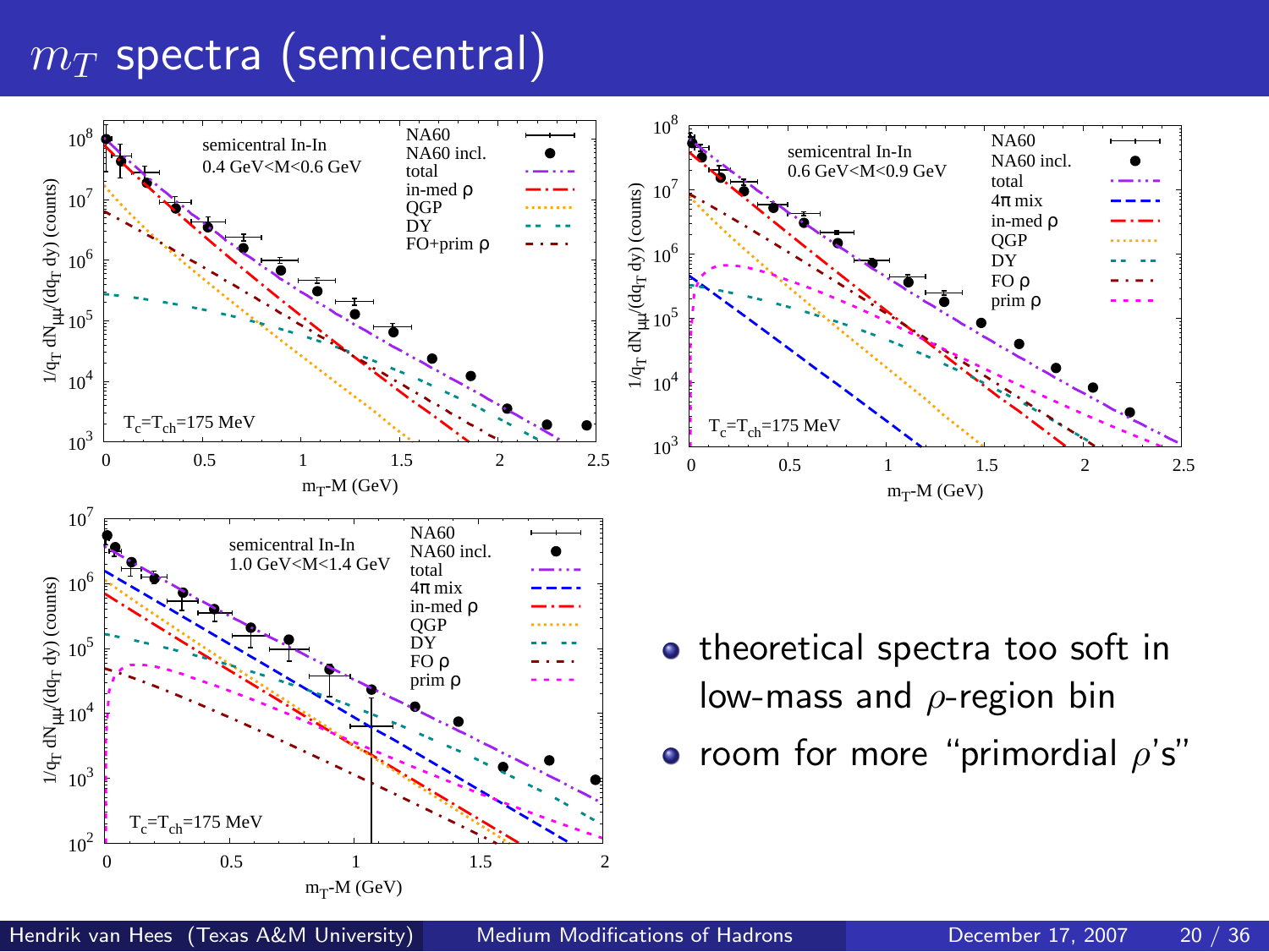# $m_T$ spectra (semicentral)

- theoretical spectra too soft in low-mass and $\rho$-region bin
- room for more "primordial $\rho$'s"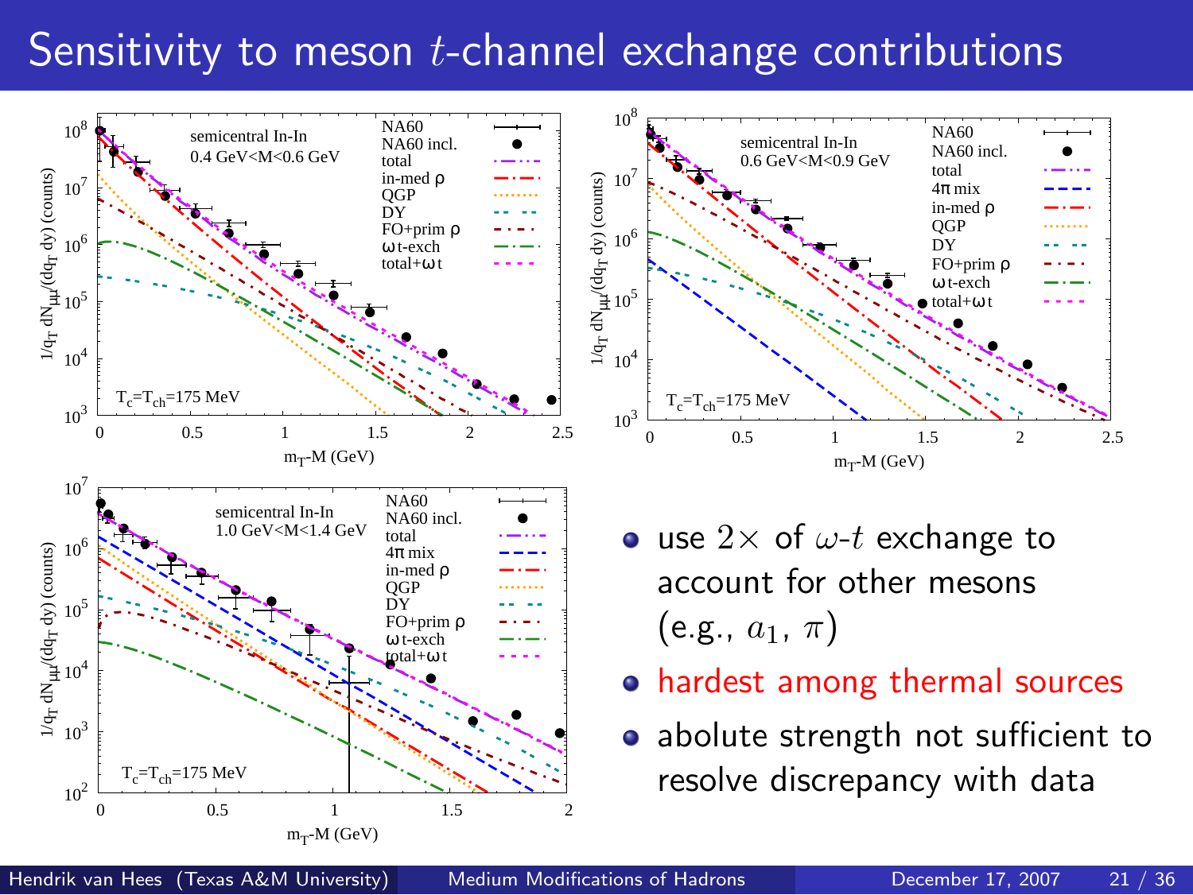# Sensitivity to meson $t$-channel exchange contributions

- use $2\times$ of $\omega$-$t$ exchange to account for other mesons (e.g., $a_1$, $\pi$)
- hardest among thermal sources
- abolute strength not sufficient to resolve discrepancy with data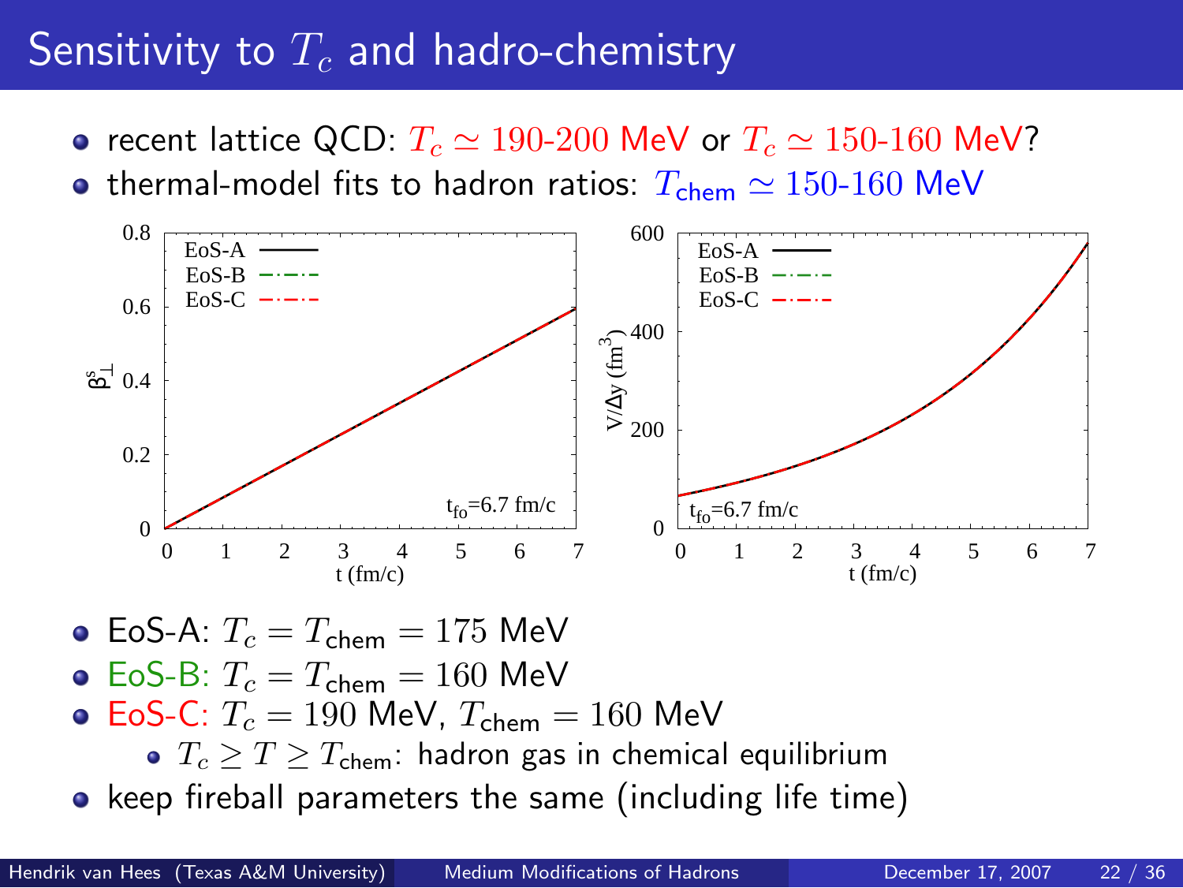# Sensitivity to $T_c$ and hadro-chemistry

- recent lattice QCD: $T_c \simeq 190\text{-}200$ MeV or $T_c \simeq 150\text{-}160$ MeV?
- thermal-model fits to hadron ratios: $T_{\text{chem}} \simeq 150\text{-}160$ MeV

- EoS-A: $T_c = T_{\text{chem}} = 175$ MeV
- EoS-B: $T_c = T_{\text{chem}} = 160$ MeV
- EoS-C: $T_c = 190$ MeV, $T_{\text{chem}} = 160$ MeV
  - $T_c \geq T \geq T_{\text{chem}}$: hadron gas in chemical equilibrium
- keep fireball parameters the same (including life time)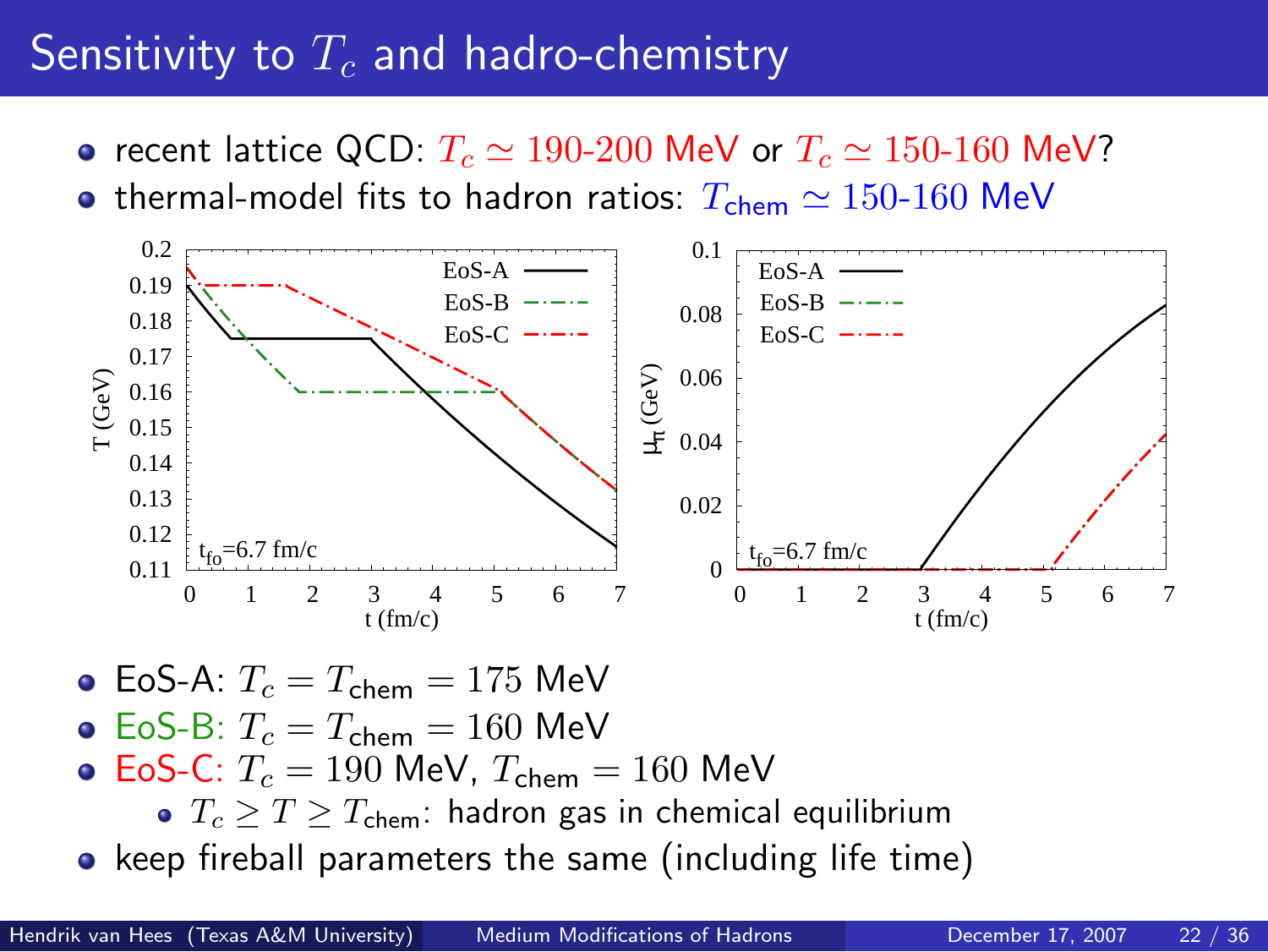# Sensitivity to $T_c$ and hadro-chemistry

- recent lattice QCD: $T_c \simeq 190\text{-}200$ MeV or $T_c \simeq 150\text{-}160$ MeV?
- thermal-model fits to hadron ratios: $T_{\text{chem}} \simeq 150\text{-}160$ MeV

- EoS-A: $T_c = T_{\text{chem}} = 175$ MeV
- EoS-B: $T_c = T_{\text{chem}} = 160$ MeV
- EoS-C: $T_c = 190$ MeV, $T_{\text{chem}} = 160$ MeV
  - $T_c \geq T \geq T_{\text{chem}}$: hadron gas in chemical equilibrium
- keep fireball parameters the same (including life time)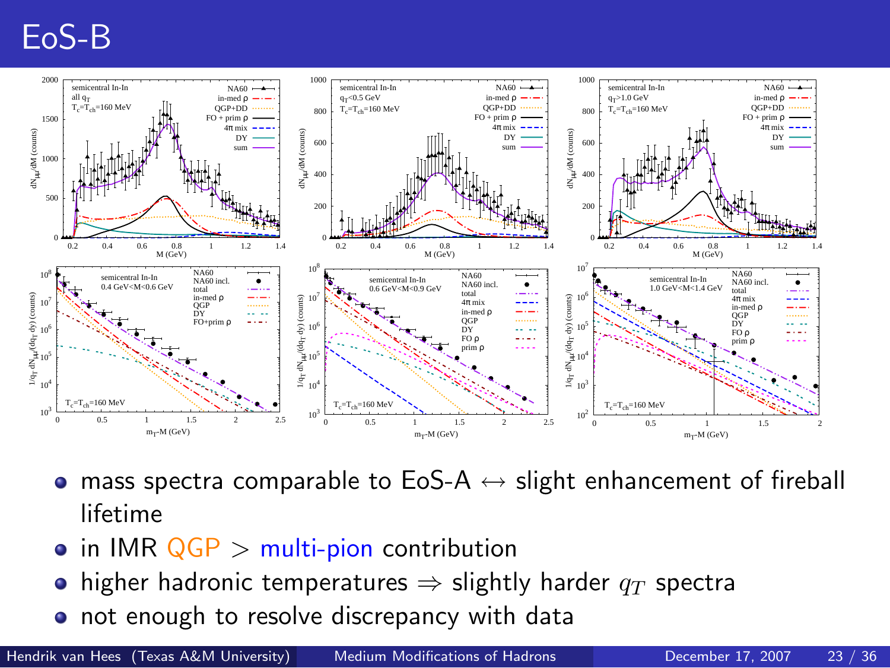# EoS-B

- mass spectra comparable to EoS-A $\leftrightarrow$ slight enhancement of fireball lifetime
- in IMR QGP $>$ multi-pion contribution
- higher hadronic temperatures $\Rightarrow$ slightly harder $q_T$ spectra
- not enough to resolve discrepancy with data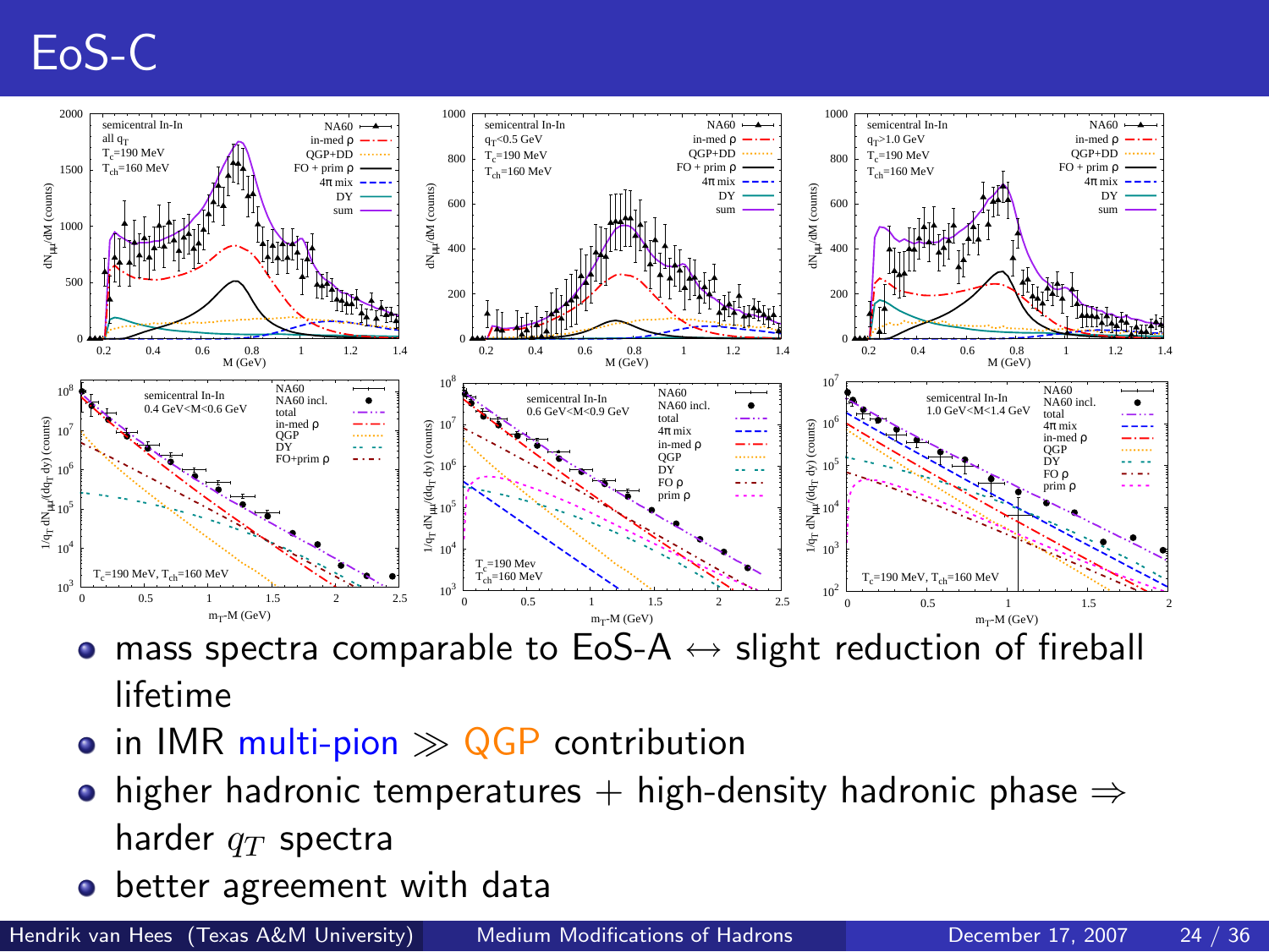# EoS-C

- mass spectra comparable to EoS-A $\leftrightarrow$ slight reduction of fireball lifetime
- in IMR multi-pion $\gg$ QGP contribution
- higher hadronic temperatures + high-density hadronic phase $\Rightarrow$ harder $q_T$ spectra
- better agreement with data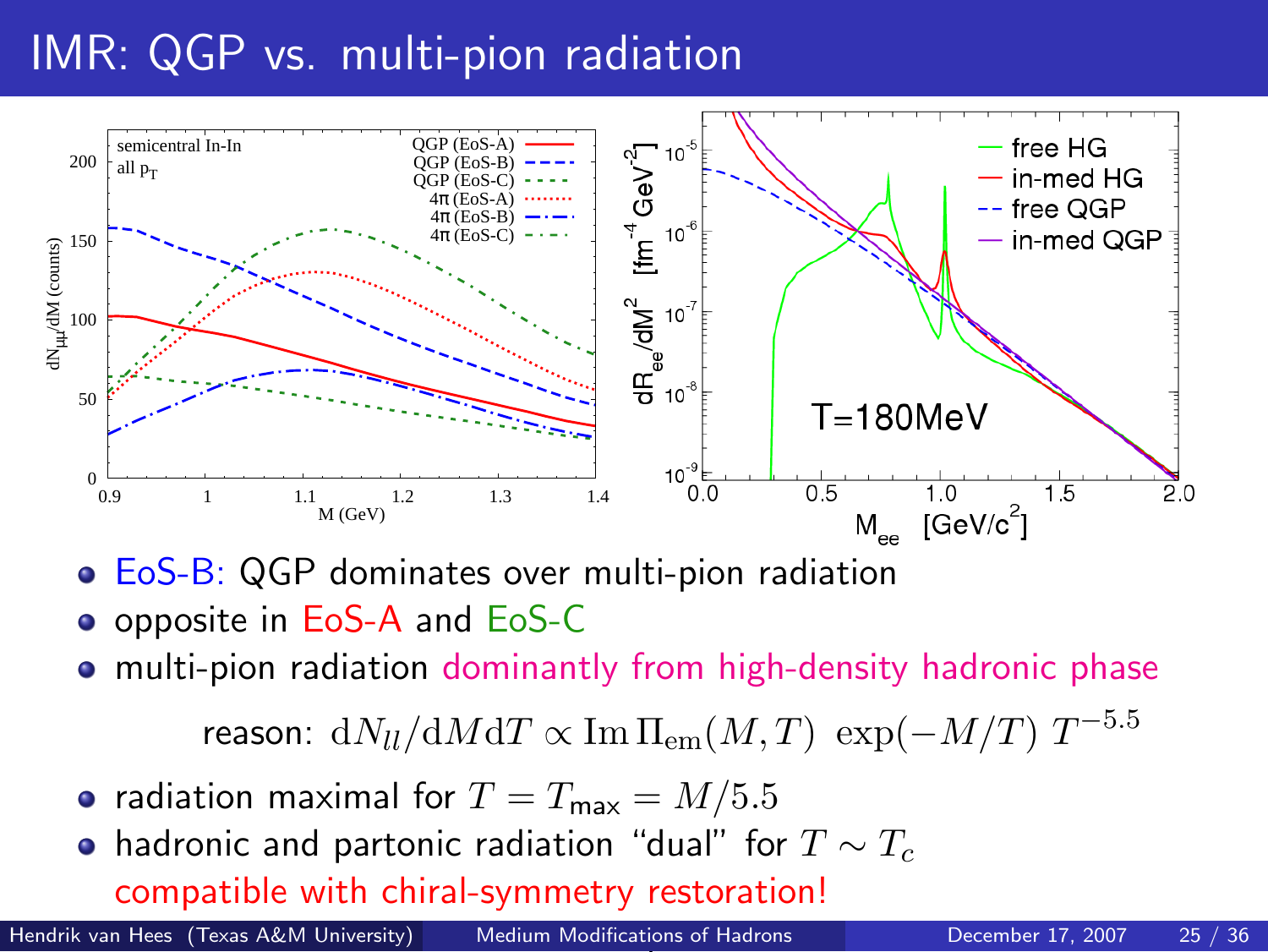# IMR: QGP vs. multi-pion radiation

- EoS-B: QGP dominates over multi-pion radiation
- opposite in EoS-A and EoS-C
- multi-pion radiation dominantly from high-density hadronic phase

  reason: $\mathrm{d}N_{ll}/\mathrm{d}M\mathrm{d}T \propto \mathrm{Im}\,\Pi_{\mathrm{em}}(M,T)\;\exp(-M/T)\;T^{-5.5}$

- radiation maximal for $T = T_{\mathsf{max}} = M/5.5$
- hadronic and partonic radiation "dual" for $T \sim T_c$

  compatible with chiral-symmetry restoration!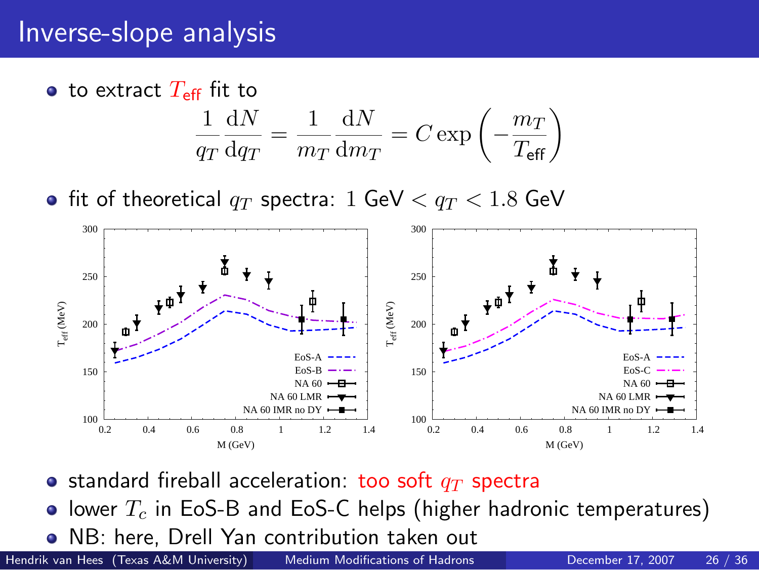# Inverse-slope analysis

- to extract $T_{\text{eff}}$ fit to

$$\frac{1}{q_T}\frac{\mathrm{d}N}{\mathrm{d}q_T} = \frac{1}{m_T}\frac{\mathrm{d}N}{\mathrm{d}m_T} = C\exp\left(-\frac{m_T}{T_{\text{eff}}}\right)$$

- fit of theoretical $q_T$ spectra: $1$ GeV $< q_T < 1.8$ GeV

- standard fireball acceleration: too soft $q_T$ spectra
- lower $T_c$ in EoS-B and EoS-C helps (higher hadronic temperatures)
- NB: here, Drell Yan contribution taken out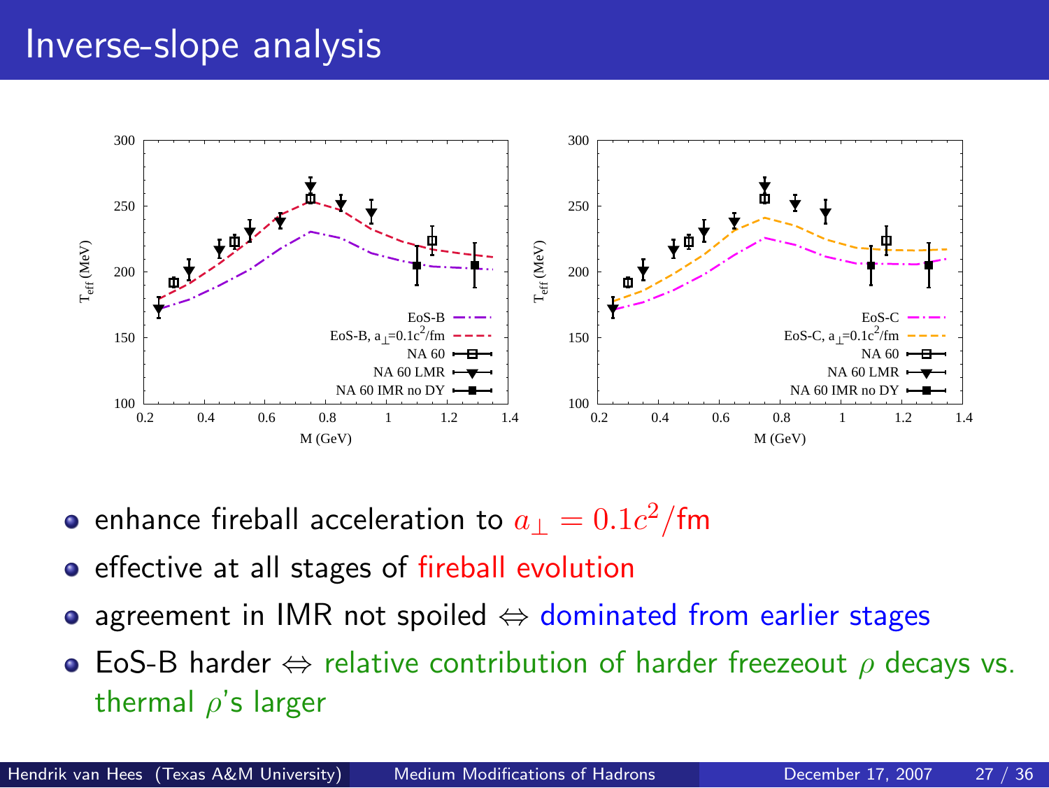# Inverse-slope analysis

- enhance fireball acceleration to $a_\perp = 0.1c^2/\text{fm}$
- effective at all stages of fireball evolution
- agreement in IMR not spoiled ⇔ dominated from earlier stages
- EoS-B harder ⇔ relative contribution of harder freezeout $\rho$ decays vs. thermal $\rho$'s larger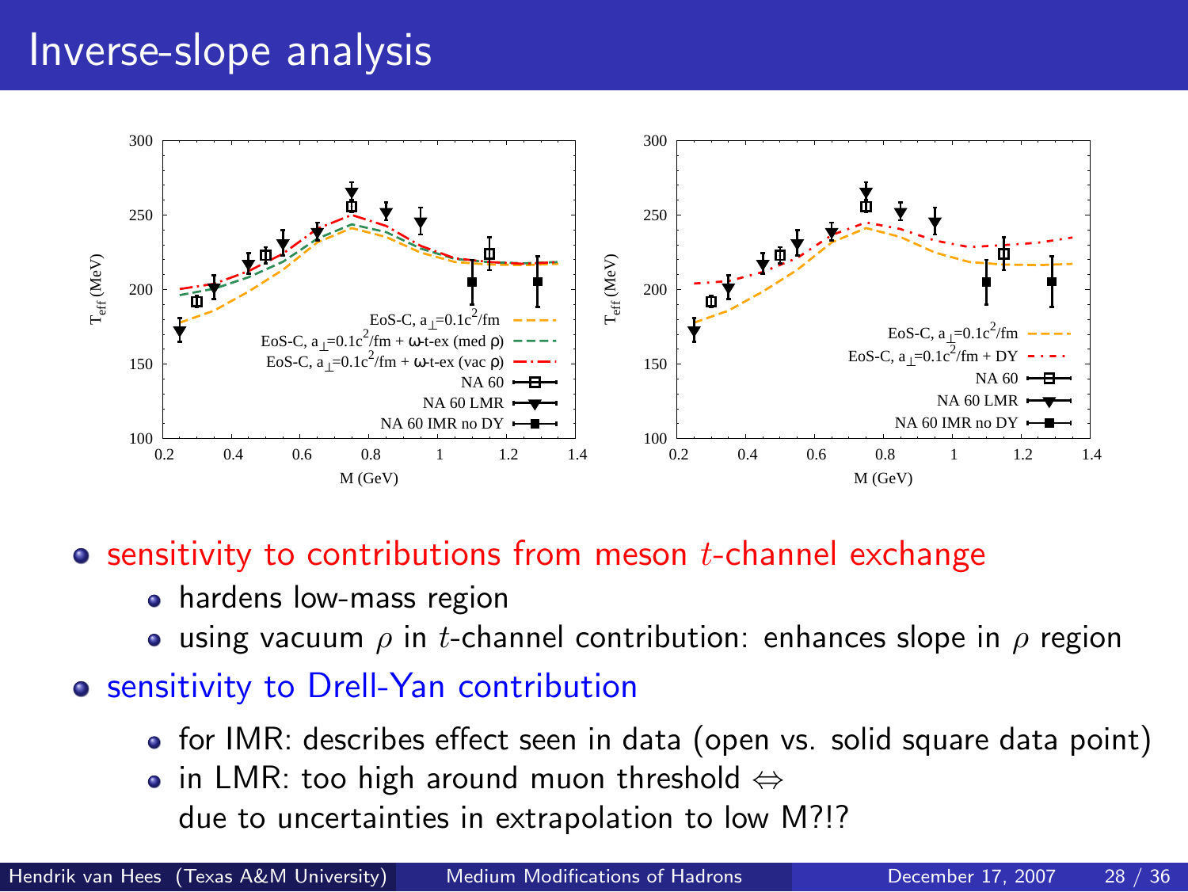# Inverse-slope analysis

- sensitivity to contributions from meson $t$-channel exchange
  - hardens low-mass region
  - using vacuum $\rho$ in $t$-channel contribution: enhances slope in $\rho$ region
- sensitivity to Drell-Yan contribution
  - for IMR: describes effect seen in data (open vs. solid square data point)
  - in LMR: too high around muon threshold $\Leftrightarrow$ due to uncertainties in extrapolation to low M?!?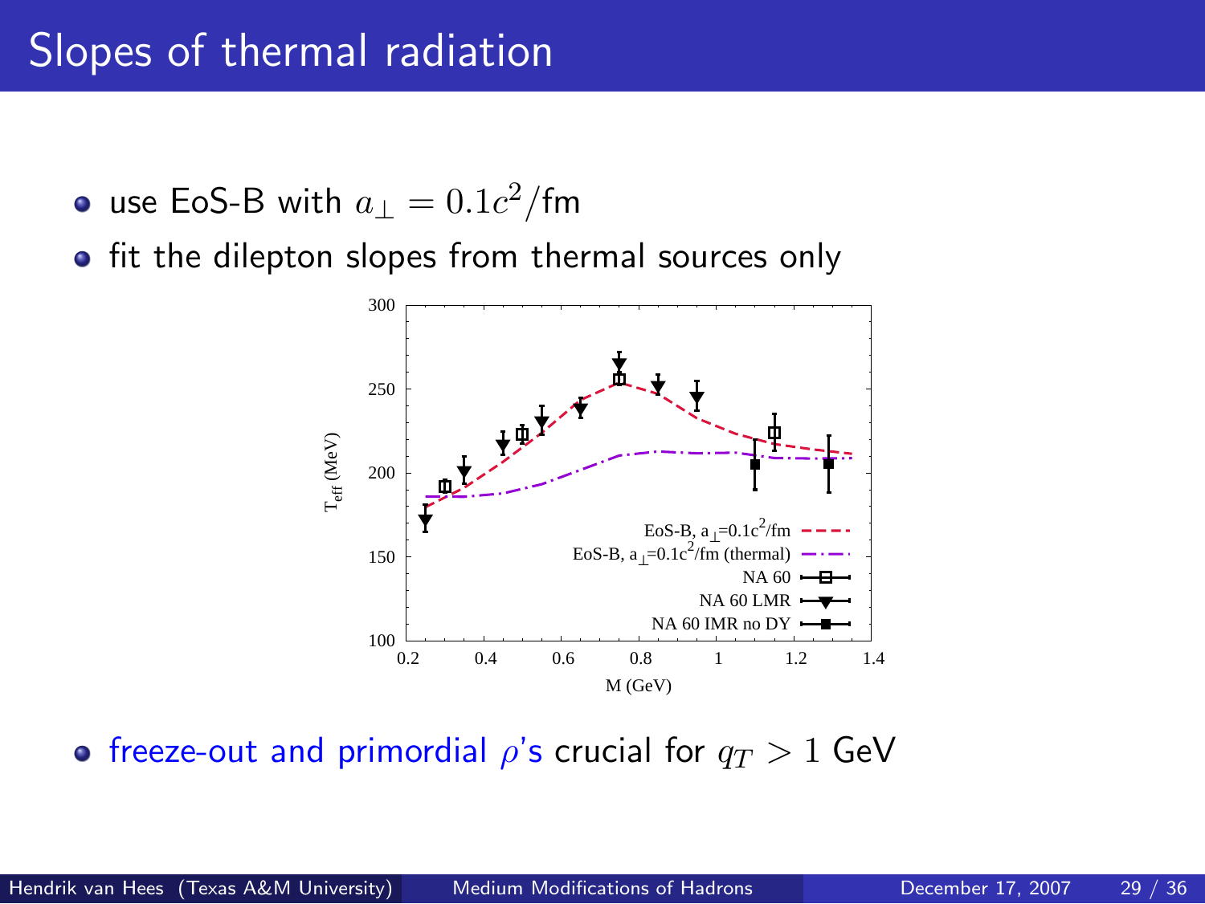# Slopes of thermal radiation

- use EoS-B with $a_\perp = 0.1c^2/\text{fm}$
- fit the dilepton slopes from thermal sources only

- freeze-out and primordial $\rho$'s crucial for $q_T > 1$ GeV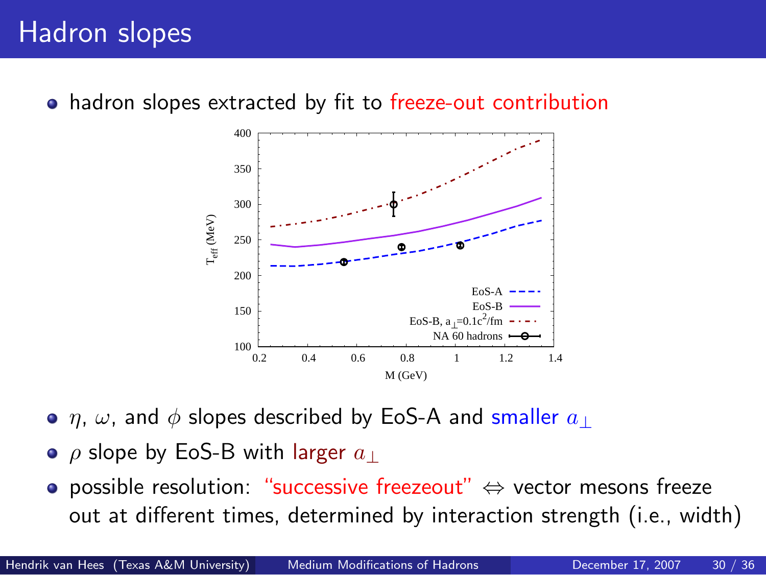# Hadron slopes

- hadron slopes extracted by fit to freeze-out contribution

- $\eta$, $\omega$, and $\phi$ slopes described by EoS-A and smaller $a_\perp$
- $\rho$ slope by EoS-B with larger $a_\perp$
- possible resolution: "successive freezeout" $\Leftrightarrow$ vector mesons freeze out at different times, determined by interaction strength (i.e., width)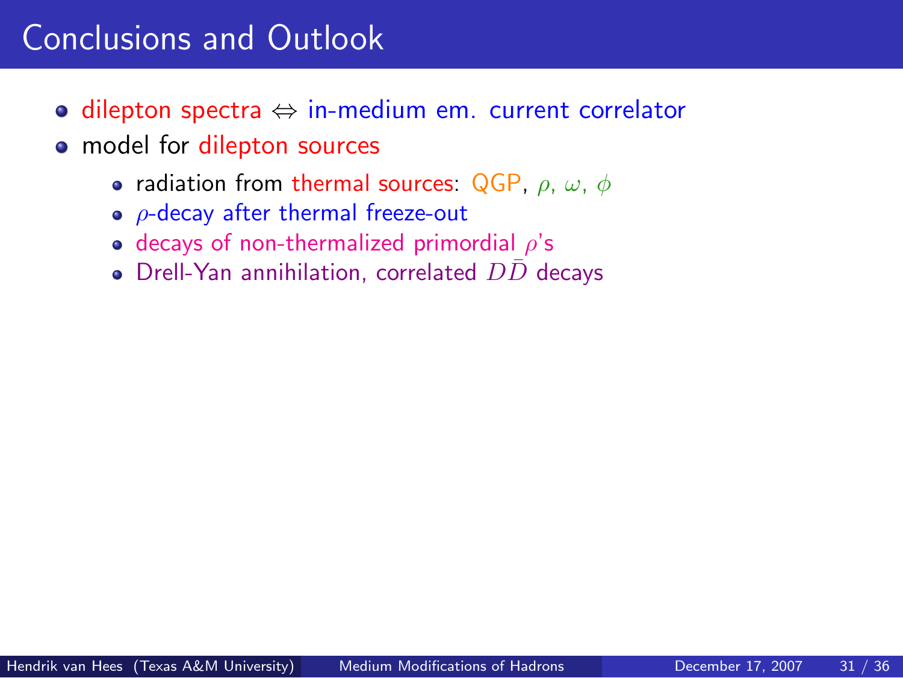# Conclusions and Outlook

- dilepton spectra $\Leftrightarrow$ in-medium em. current correlator
- model for dilepton sources
  - radiation from thermal sources: QGP, $\rho$, $\omega$, $\phi$
  - $\rho$-decay after thermal freeze-out
  - decays of non-thermalized primordial $\rho$'s
  - Drell-Yan annihilation, correlated $D\bar{D}$ decays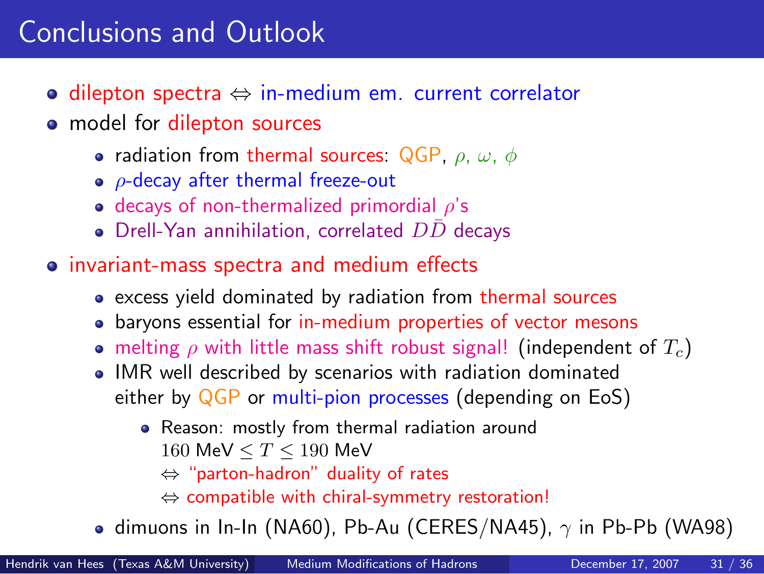# Conclusions and Outlook

- dilepton spectra $\Leftrightarrow$ in-medium em. current correlator
- model for dilepton sources
  - radiation from thermal sources: QGP, $\rho$, $\omega$, $\phi$
  - $\rho$-decay after thermal freeze-out
  - decays of non-thermalized primordial $\rho$'s
  - Drell-Yan annihilation, correlated $D\bar{D}$ decays
- invariant-mass spectra and medium effects
  - excess yield dominated by radiation from thermal sources
  - baryons essential for in-medium properties of vector mesons
  - melting $\rho$ with little mass shift robust signal! (independent of $T_c$)
  - IMR well described by scenarios with radiation dominated either by QGP or multi-pion processes (depending on EoS)
    - Reason: mostly from thermal radiation around $160 \text{ MeV} \leq T \leq 190 \text{ MeV}$
      $\Leftrightarrow$ "parton-hadron" duality of rates
      $\Leftrightarrow$ compatible with chiral-symmetry restoration!
  - dimuons in In-In (NA60), Pb-Au (CERES/NA45), $\gamma$ in Pb-Pb (WA98)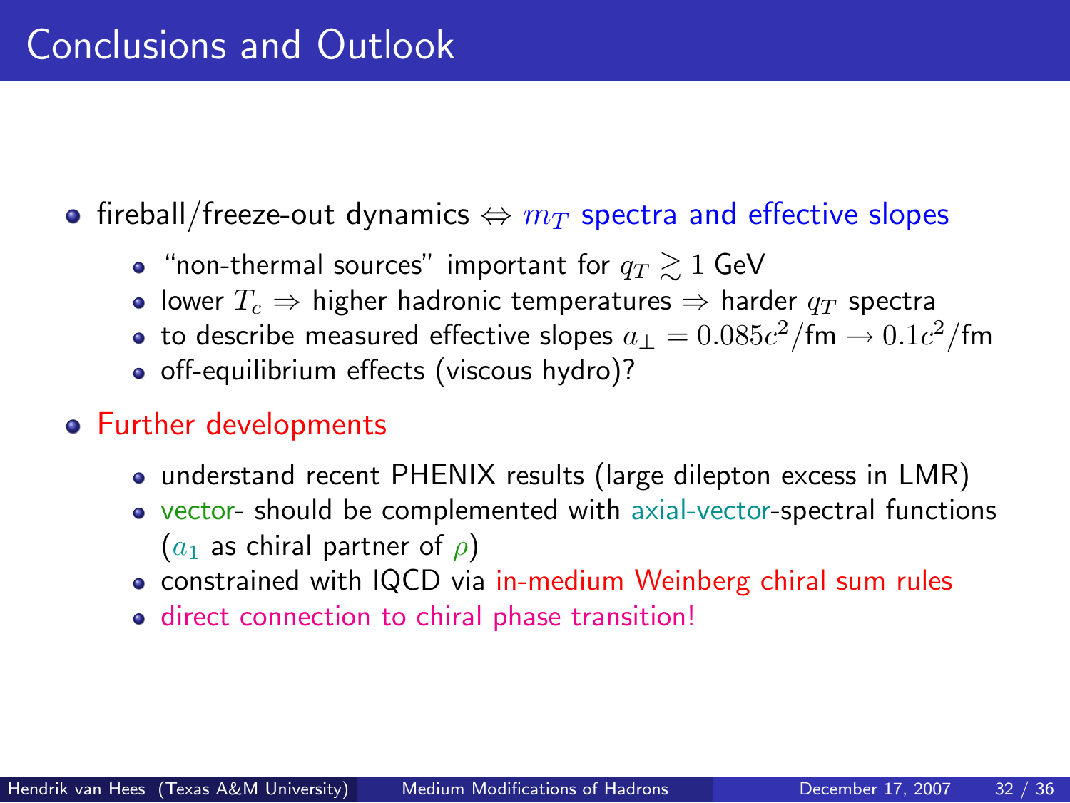# Conclusions and Outlook

- fireball/freeze-out dynamics $\Leftrightarrow$ $m_T$ spectra and effective slopes
  - "non-thermal sources" important for $q_T \gtrsim 1$ GeV
  - lower $T_c \Rightarrow$ higher hadronic temperatures $\Rightarrow$ harder $q_T$ spectra
  - to describe measured effective slopes $a_\perp = 0.085c^2/\text{fm} \rightarrow 0.1c^2/\text{fm}$
  - off-equilibrium effects (viscous hydro)?
- Further developments
  - understand recent PHENIX results (large dilepton excess in LMR)
  - vector- should be complemented with axial-vector-spectral functions ($a_1$ as chiral partner of $\rho$)
  - constrained with lQCD via in-medium Weinberg chiral sum rules
  - direct connection to chiral phase transition!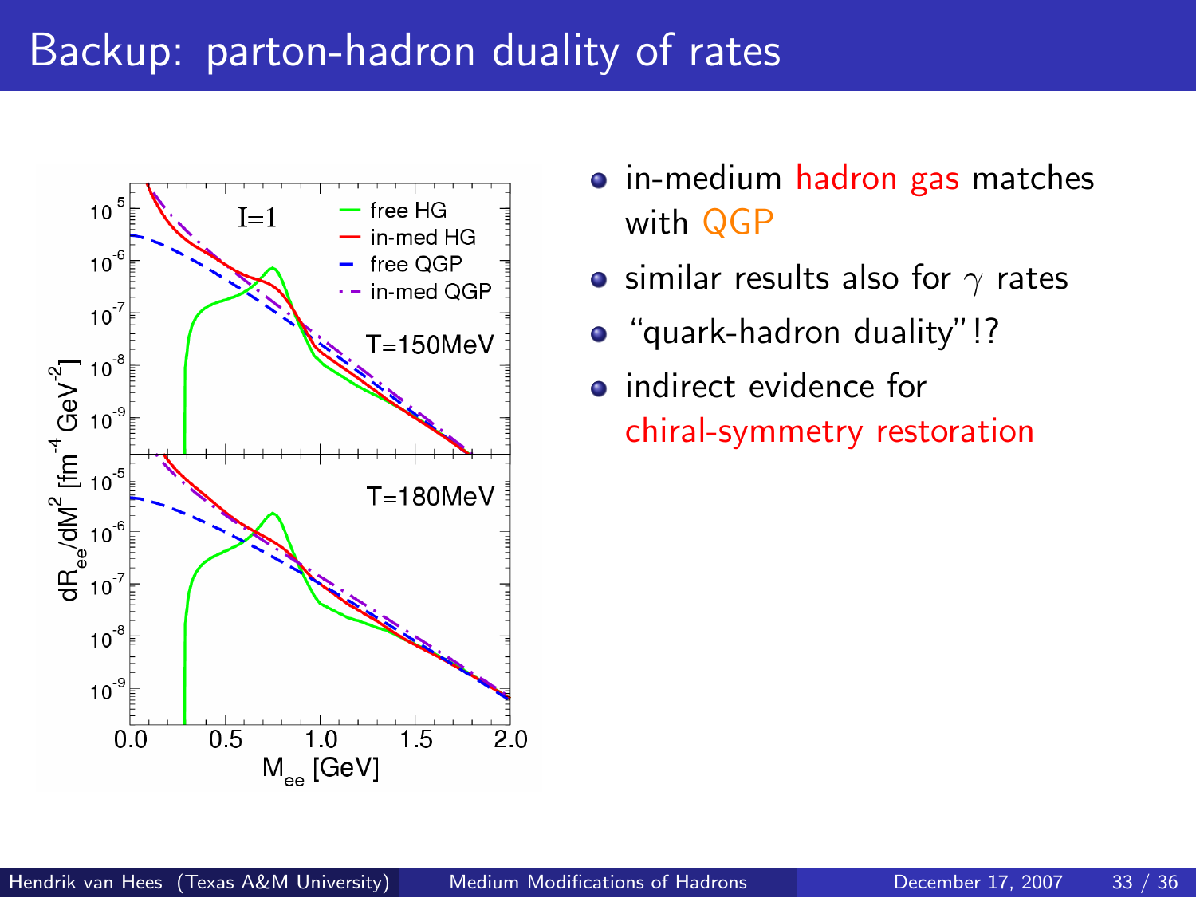# Backup: parton-hadron duality of rates

- in-medium hadron gas matches with QGP
- similar results also for $\gamma$ rates
- "quark-hadron duality"!?
- indirect evidence for chiral-symmetry restoration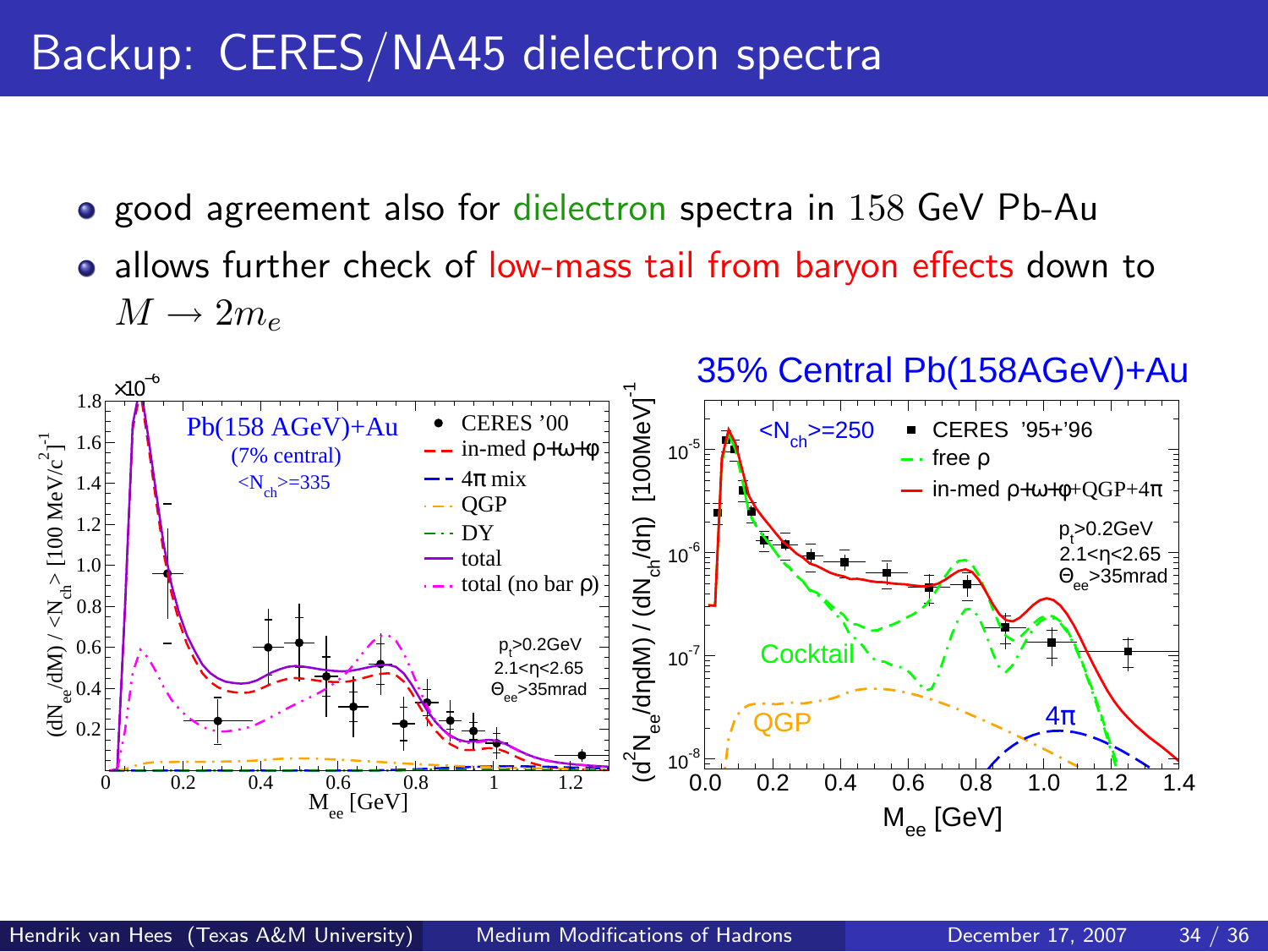# Backup: CERES/NA45 dielectron spectra

- good agreement also for dielectron spectra in $158$ GeV Pb-Au
- allows further check of low-mass tail from baryon effects down to $M \rightarrow 2m_e$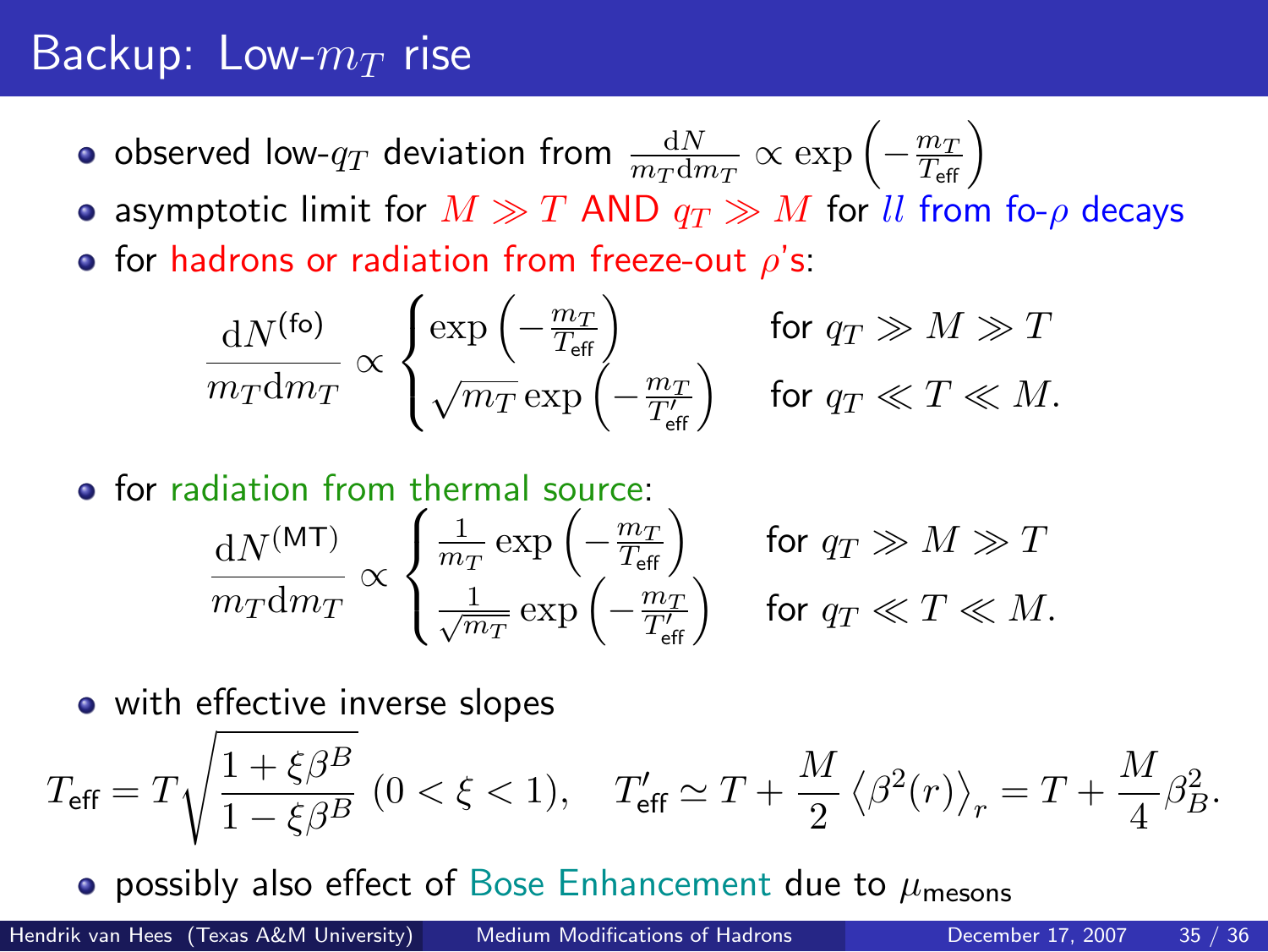# Backup: Low-$m_T$ rise

- observed low-$q_T$ deviation from $\frac{\mathrm{d}N}{m_T \mathrm{d}m_T} \propto \exp\left(-\frac{m_T}{T_{\text{eff}}}\right)$
- asymptotic limit for $M \gg T$ AND $q_T \gg M$ for $ll$ from fo-$\rho$ decays
- for hadrons or radiation from freeze-out $\rho$'s:

$$\frac{\mathrm{d}N^{(\text{fo})}}{m_T \mathrm{d}m_T} \propto \begin{cases} \exp\left(-\frac{m_T}{T_{\text{eff}}}\right) & \text{for } q_T \gg M \gg T \\ \sqrt{m_T} \exp\left(-\frac{m_T}{T'_{\text{eff}}}\right) & \text{for } q_T \ll T \ll M. \end{cases}$$

- for radiation from thermal source:

$$\frac{\mathrm{d}N^{(\text{MT})}}{m_T \mathrm{d}m_T} \propto \begin{cases} \frac{1}{m_T} \exp\left(-\frac{m_T}{T_{\text{eff}}}\right) & \text{for } q_T \gg M \gg T \\ \frac{1}{\sqrt{m_T}} \exp\left(-\frac{m_T}{T'_{\text{eff}}}\right) & \text{for } q_T \ll T \ll M. \end{cases}$$

- with effective inverse slopes

$$T_{\text{eff}} = T\sqrt{\frac{1+\xi\beta^B}{1-\xi\beta^B}} \; (0 < \xi < 1), \quad T'_{\text{eff}} \simeq T + \frac{M}{2}\left\langle \beta^2(r) \right\rangle_r = T + \frac{M}{4}\beta_B^2.$$

- possibly also effect of Bose Enhancement due to $\mu_{\text{mesons}}$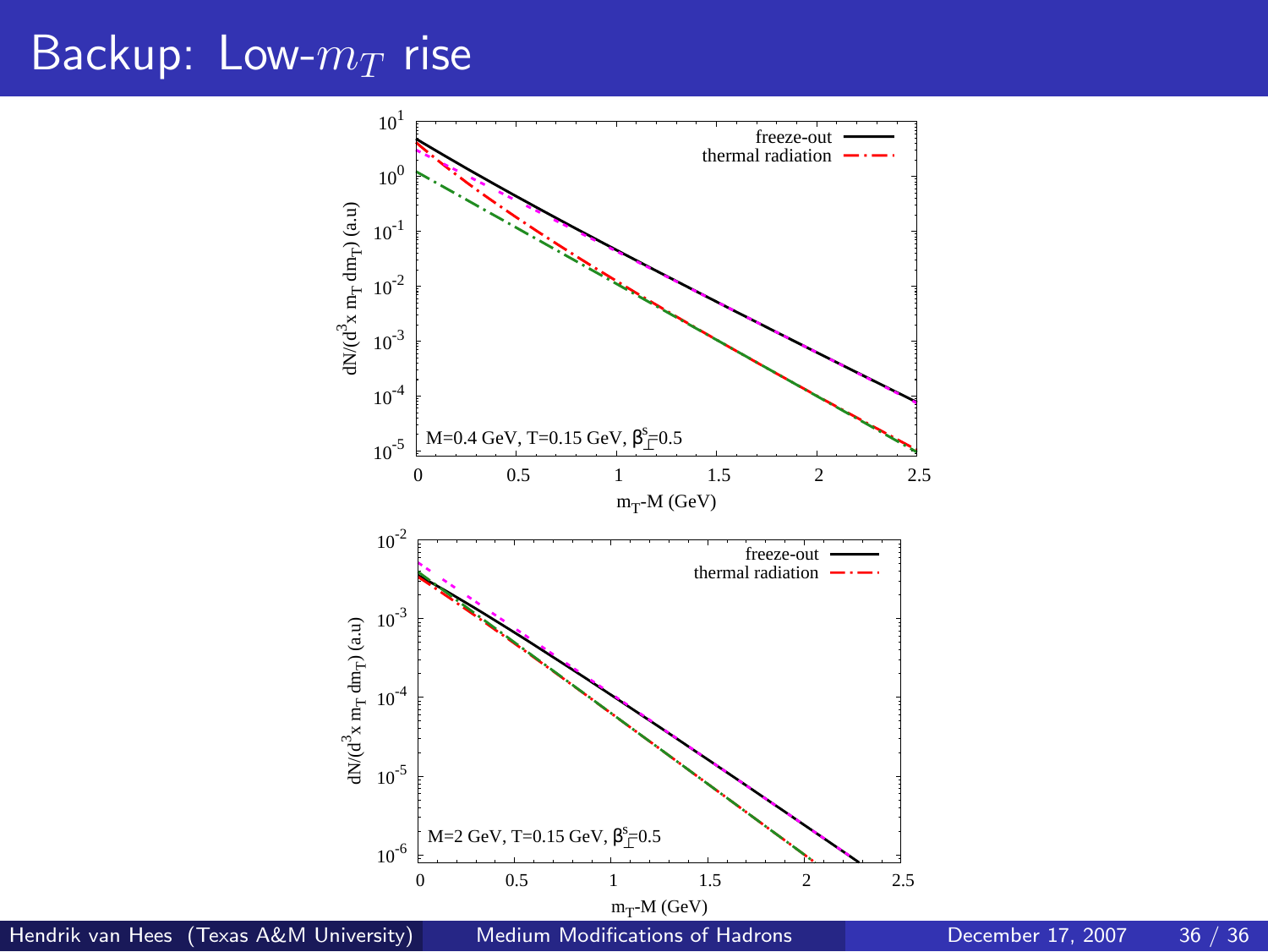# Backup: Low-$m_T$ rise

$10^{1}$
$10^{0}$
$10^{-1}$
$10^{-2}$
$10^{-3}$
$10^{-4}$
$10^{-5}$

$dN/(d^3x\, m_T\, dm_T)$ (a.u)

freeze-out
thermal radiation

M=0.4 GeV, T=0.15 GeV, $\beta^s_\perp$=0.5

0 0.5 1 1.5 2 2.5

$m_T$-M (GeV)

$10^{-2}$
$10^{-3}$
$10^{-4}$
$10^{-5}$
$10^{-6}$

$dN/(d^3x\, m_T\, dm_T)$ (a.u)

freeze-out
thermal radiation

M=2 GeV, T=0.15 GeV, $\beta^s_\perp$=0.5

0 0.5 1 1.5 2 2.5

$m_T$-M (GeV)